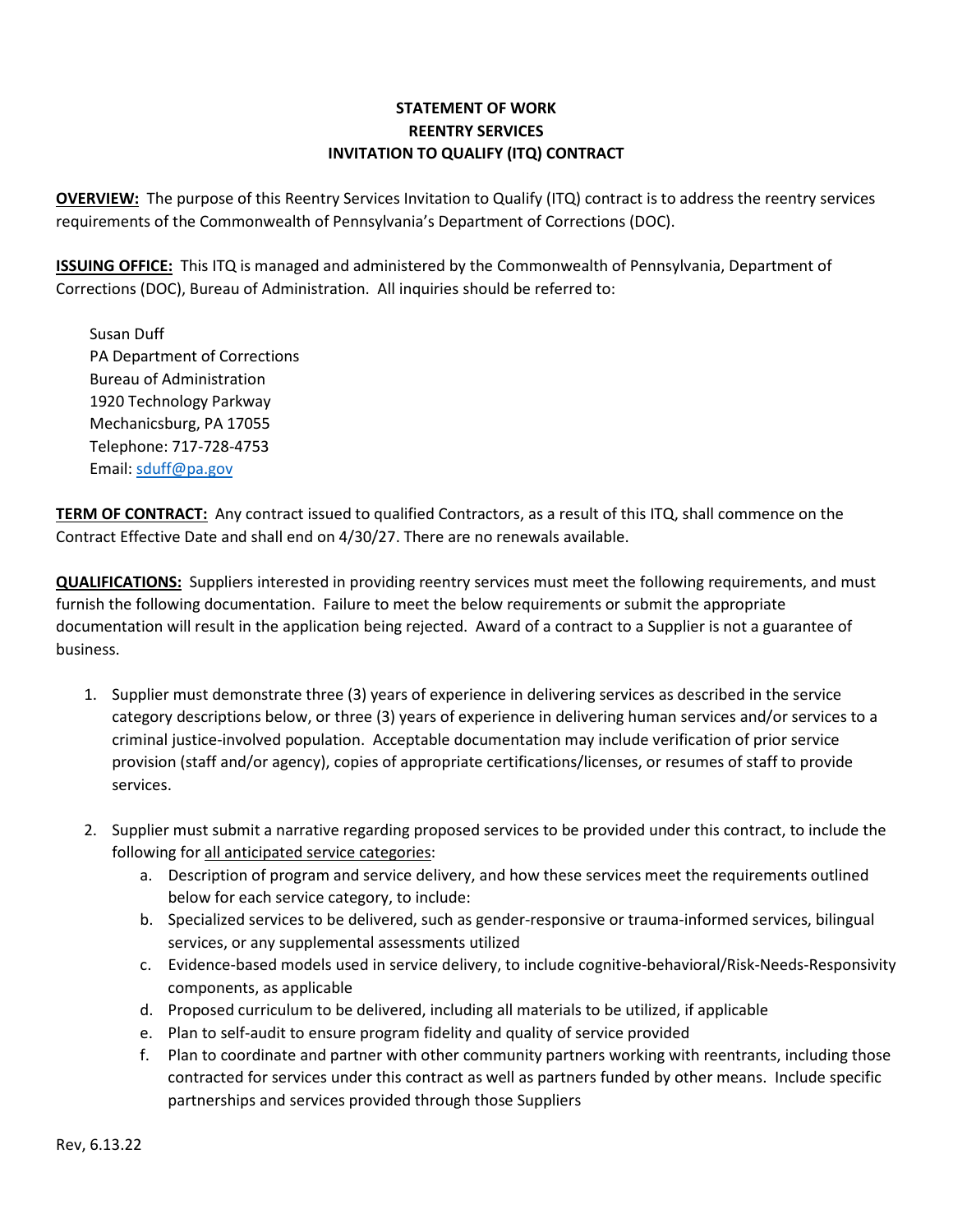**STATEMENT OF WORK**
**REENTRY SERVICES**
**INVITATION TO QUALIFY (ITQ) CONTRACT**

**OVERVIEW:** The purpose of this Reentry Services Invitation to Qualify (ITQ) contract is to address the reentry services requirements of the Commonwealth of Pennsylvania's Department of Corrections (DOC).

**ISSUING OFFICE:** This ITQ is managed and administered by the Commonwealth of Pennsylvania, Department of Corrections (DOC), Bureau of Administration. All inquiries should be referred to:

Susan Duff
PA Department of Corrections
Bureau of Administration
1920 Technology Parkway
Mechanicsburg, PA 17055
Telephone: 717-728-4753
Email: sduff@pa.gov

**TERM OF CONTRACT:** Any contract issued to qualified Contractors, as a result of this ITQ, shall commence on the Contract Effective Date and shall end on 4/30/27. There are no renewals available.

**QUALIFICATIONS:** Suppliers interested in providing reentry services must meet the following requirements, and must furnish the following documentation. Failure to meet the below requirements or submit the appropriate documentation will result in the application being rejected. Award of a contract to a Supplier is not a guarantee of business.

1. Supplier must demonstrate three (3) years of experience in delivering services as described in the service category descriptions below, or three (3) years of experience in delivering human services and/or services to a criminal justice-involved population. Acceptable documentation may include verification of prior service provision (staff and/or agency), copies of appropriate certifications/licenses, or resumes of staff to provide services.

2. Supplier must submit a narrative regarding proposed services to be provided under this contract, to include the following for all anticipated service categories:
   a. Description of program and service delivery, and how these services meet the requirements outlined below for each service category, to include:
   b. Specialized services to be delivered, such as gender-responsive or trauma-informed services, bilingual services, or any supplemental assessments utilized
   c. Evidence-based models used in service delivery, to include cognitive-behavioral/Risk-Needs-Responsivity components, as applicable
   d. Proposed curriculum to be delivered, including all materials to be utilized, if applicable
   e. Plan to self-audit to ensure program fidelity and quality of service provided
   f. Plan to coordinate and partner with other community partners working with reentrants, including those contracted for services under this contract as well as partners funded by other means. Include specific partnerships and services provided through those Suppliers

Rev, 6.13.22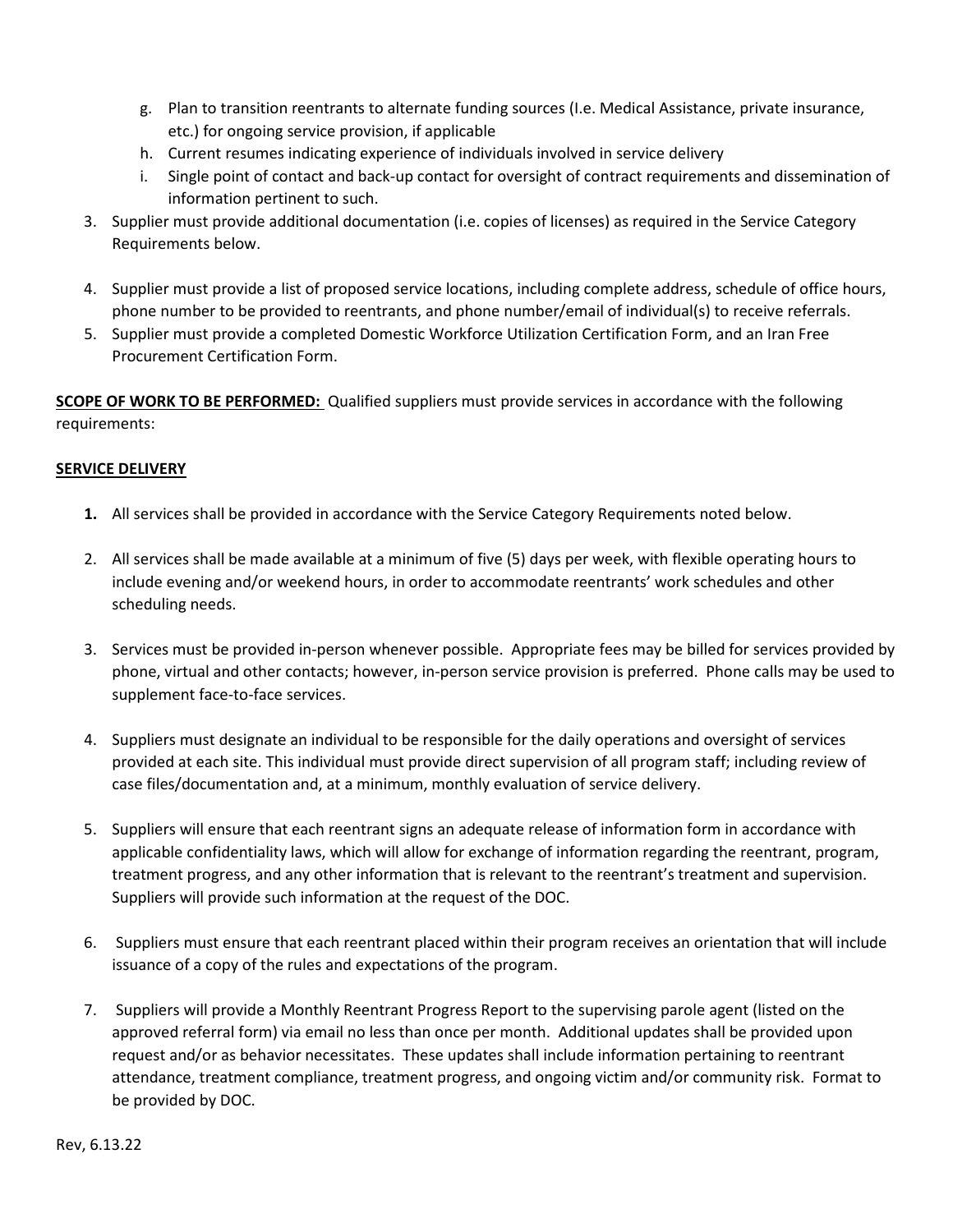g. Plan to transition reentrants to alternate funding sources (I.e. Medical Assistance, private insurance, etc.) for ongoing service provision, if applicable
h. Current resumes indicating experience of individuals involved in service delivery
i. Single point of contact and back-up contact for oversight of contract requirements and dissemination of information pertinent to such.

3. Supplier must provide additional documentation (i.e. copies of licenses) as required in the Service Category Requirements below.

4. Supplier must provide a list of proposed service locations, including complete address, schedule of office hours, phone number to be provided to reentrants, and phone number/email of individual(s) to receive referrals.
5. Supplier must provide a completed Domestic Workforce Utilization Certification Form, and an Iran Free Procurement Certification Form.

**SCOPE OF WORK TO BE PERFORMED:** Qualified suppliers must provide services in accordance with the following requirements:

**SERVICE DELIVERY**

1. All services shall be provided in accordance with the Service Category Requirements noted below.

2. All services shall be made available at a minimum of five (5) days per week, with flexible operating hours to include evening and/or weekend hours, in order to accommodate reentrants' work schedules and other scheduling needs.

3. Services must be provided in-person whenever possible. Appropriate fees may be billed for services provided by phone, virtual and other contacts; however, in-person service provision is preferred. Phone calls may be used to supplement face-to-face services.

4. Suppliers must designate an individual to be responsible for the daily operations and oversight of services provided at each site. This individual must provide direct supervision of all program staff; including review of case files/documentation and, at a minimum, monthly evaluation of service delivery.

5. Suppliers will ensure that each reentrant signs an adequate release of information form in accordance with applicable confidentiality laws, which will allow for exchange of information regarding the reentrant, program, treatment progress, and any other information that is relevant to the reentrant's treatment and supervision. Suppliers will provide such information at the request of the DOC.

6. Suppliers must ensure that each reentrant placed within their program receives an orientation that will include issuance of a copy of the rules and expectations of the program.

7. Suppliers will provide a Monthly Reentrant Progress Report to the supervising parole agent (listed on the approved referral form) via email no less than once per month. Additional updates shall be provided upon request and/or as behavior necessitates. These updates shall include information pertaining to reentrant attendance, treatment compliance, treatment progress, and ongoing victim and/or community risk. Format to be provided by DOC.

Rev, 6.13.22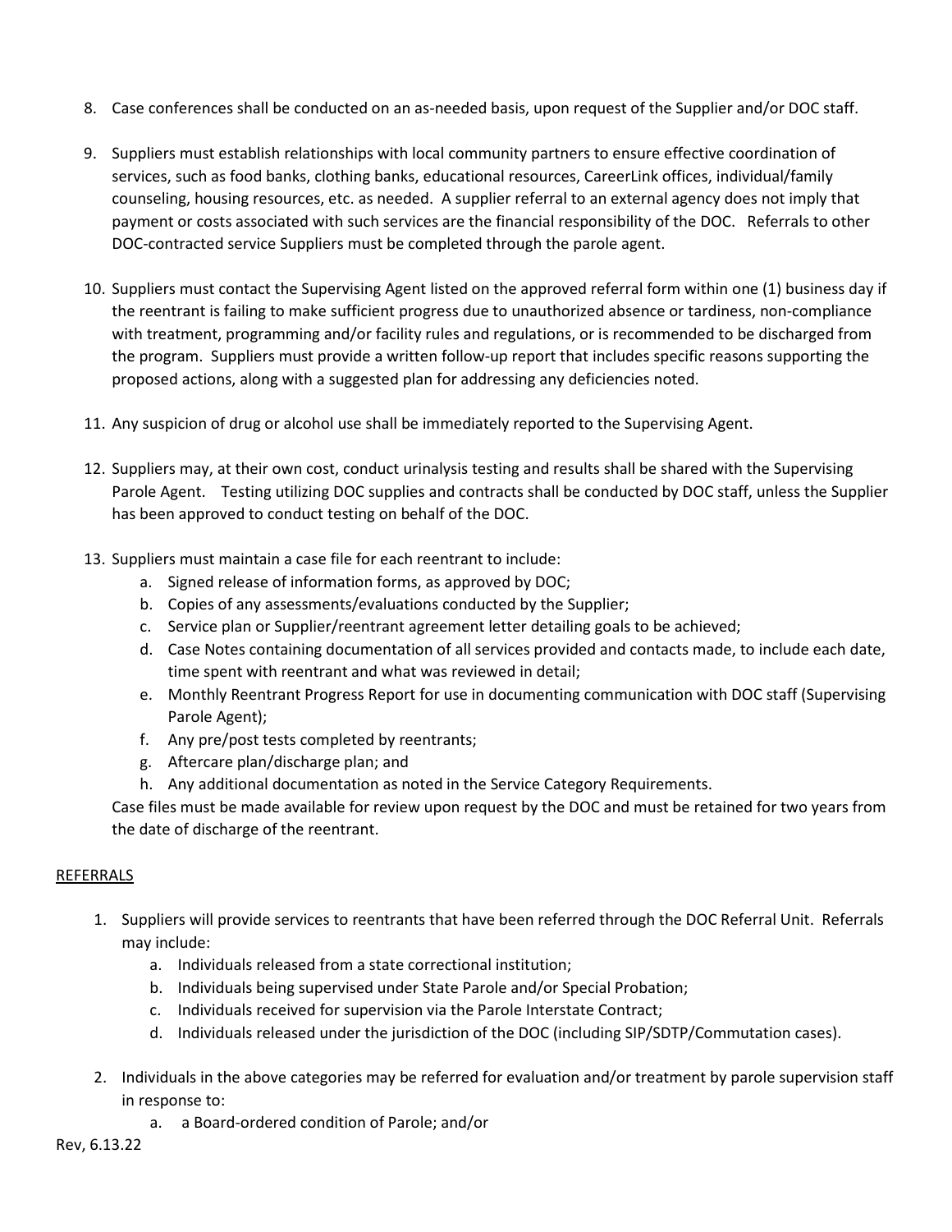8. Case conferences shall be conducted on an as-needed basis, upon request of the Supplier and/or DOC staff.

9. Suppliers must establish relationships with local community partners to ensure effective coordination of services, such as food banks, clothing banks, educational resources, CareerLink offices, individual/family counseling, housing resources, etc. as needed. A supplier referral to an external agency does not imply that payment or costs associated with such services are the financial responsibility of the DOC. Referrals to other DOC-contracted service Suppliers must be completed through the parole agent.

10. Suppliers must contact the Supervising Agent listed on the approved referral form within one (1) business day if the reentrant is failing to make sufficient progress due to unauthorized absence or tardiness, non-compliance with treatment, programming and/or facility rules and regulations, or is recommended to be discharged from the program. Suppliers must provide a written follow-up report that includes specific reasons supporting the proposed actions, along with a suggested plan for addressing any deficiencies noted.

11. Any suspicion of drug or alcohol use shall be immediately reported to the Supervising Agent.

12. Suppliers may, at their own cost, conduct urinalysis testing and results shall be shared with the Supervising Parole Agent. Testing utilizing DOC supplies and contracts shall be conducted by DOC staff, unless the Supplier has been approved to conduct testing on behalf of the DOC.

13. Suppliers must maintain a case file for each reentrant to include:
    a. Signed release of information forms, as approved by DOC;
    b. Copies of any assessments/evaluations conducted by the Supplier;
    c. Service plan or Supplier/reentrant agreement letter detailing goals to be achieved;
    d. Case Notes containing documentation of all services provided and contacts made, to include each date, time spent with reentrant and what was reviewed in detail;
    e. Monthly Reentrant Progress Report for use in documenting communication with DOC staff (Supervising Parole Agent);
    f. Any pre/post tests completed by reentrants;
    g. Aftercare plan/discharge plan; and
    h. Any additional documentation as noted in the Service Category Requirements.

    Case files must be made available for review upon request by the DOC and must be retained for two years from the date of discharge of the reentrant.

## REFERRALS

1. Suppliers will provide services to reentrants that have been referred through the DOC Referral Unit. Referrals may include:
    a. Individuals released from a state correctional institution;
    b. Individuals being supervised under State Parole and/or Special Probation;
    c. Individuals received for supervision via the Parole Interstate Contract;
    d. Individuals released under the jurisdiction of the DOC (including SIP/SDTP/Commutation cases).

2. Individuals in the above categories may be referred for evaluation and/or treatment by parole supervision staff in response to:
    a. a Board-ordered condition of Parole; and/or

Rev, 6.13.22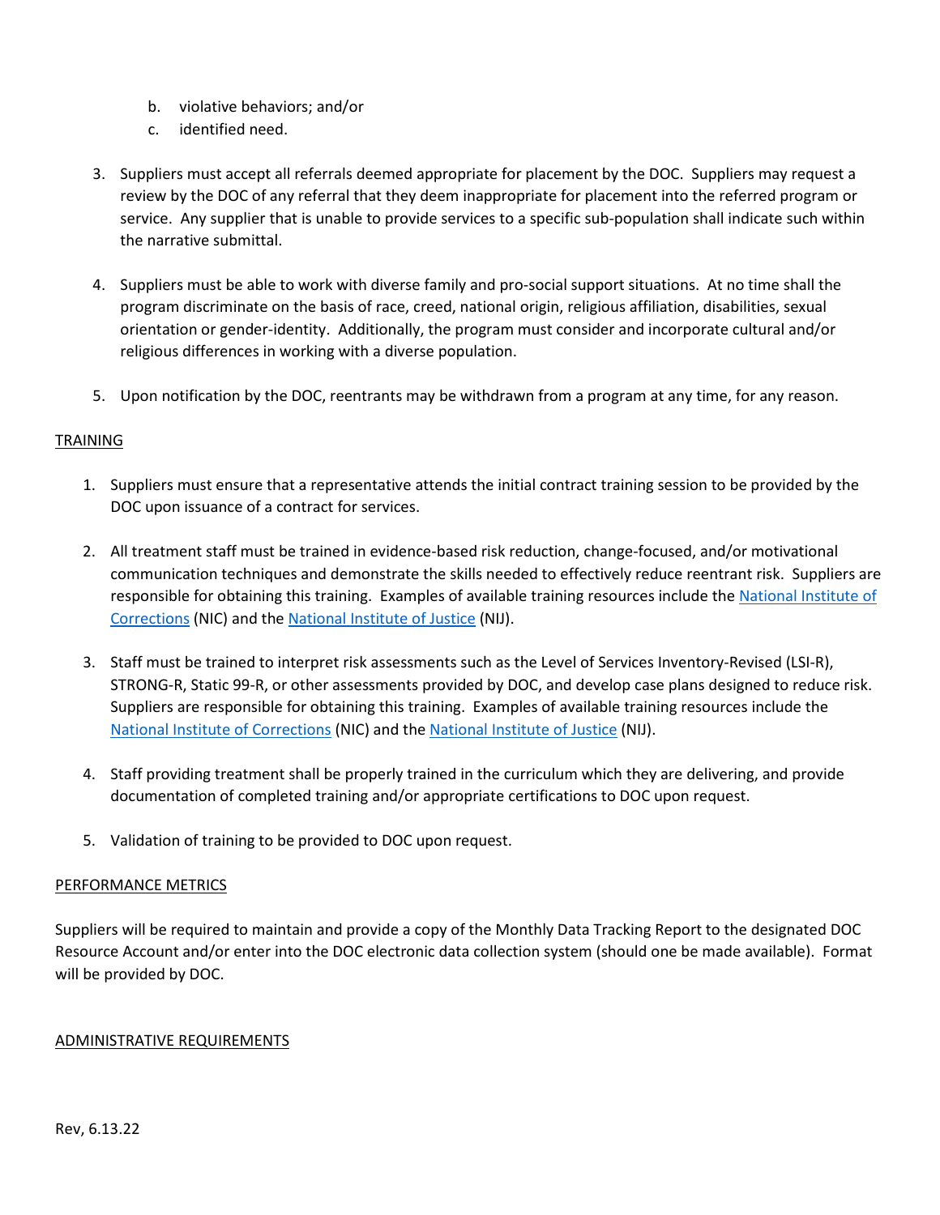b. violative behaviors; and/or
   c. identified need.

3. Suppliers must accept all referrals deemed appropriate for placement by the DOC. Suppliers may request a review by the DOC of any referral that they deem inappropriate for placement into the referred program or service. Any supplier that is unable to provide services to a specific sub-population shall indicate such within the narrative submittal.

4. Suppliers must be able to work with diverse family and pro-social support situations. At no time shall the program discriminate on the basis of race, creed, national origin, religious affiliation, disabilities, sexual orientation or gender-identity. Additionally, the program must consider and incorporate cultural and/or religious differences in working with a diverse population.

5. Upon notification by the DOC, reentrants may be withdrawn from a program at any time, for any reason.

TRAINING

1. Suppliers must ensure that a representative attends the initial contract training session to be provided by the DOC upon issuance of a contract for services.

2. All treatment staff must be trained in evidence-based risk reduction, change-focused, and/or motivational communication techniques and demonstrate the skills needed to effectively reduce reentrant risk. Suppliers are responsible for obtaining this training. Examples of available training resources include the National Institute of Corrections (NIC) and the National Institute of Justice (NIJ).

3. Staff must be trained to interpret risk assessments such as the Level of Services Inventory-Revised (LSI-R), STRONG-R, Static 99-R, or other assessments provided by DOC, and develop case plans designed to reduce risk. Suppliers are responsible for obtaining this training. Examples of available training resources include the National Institute of Corrections (NIC) and the National Institute of Justice (NIJ).

4. Staff providing treatment shall be properly trained in the curriculum which they are delivering, and provide documentation of completed training and/or appropriate certifications to DOC upon request.

5. Validation of training to be provided to DOC upon request.

PERFORMANCE METRICS

Suppliers will be required to maintain and provide a copy of the Monthly Data Tracking Report to the designated DOC Resource Account and/or enter into the DOC electronic data collection system (should one be made available). Format will be provided by DOC.

ADMINISTRATIVE REQUIREMENTS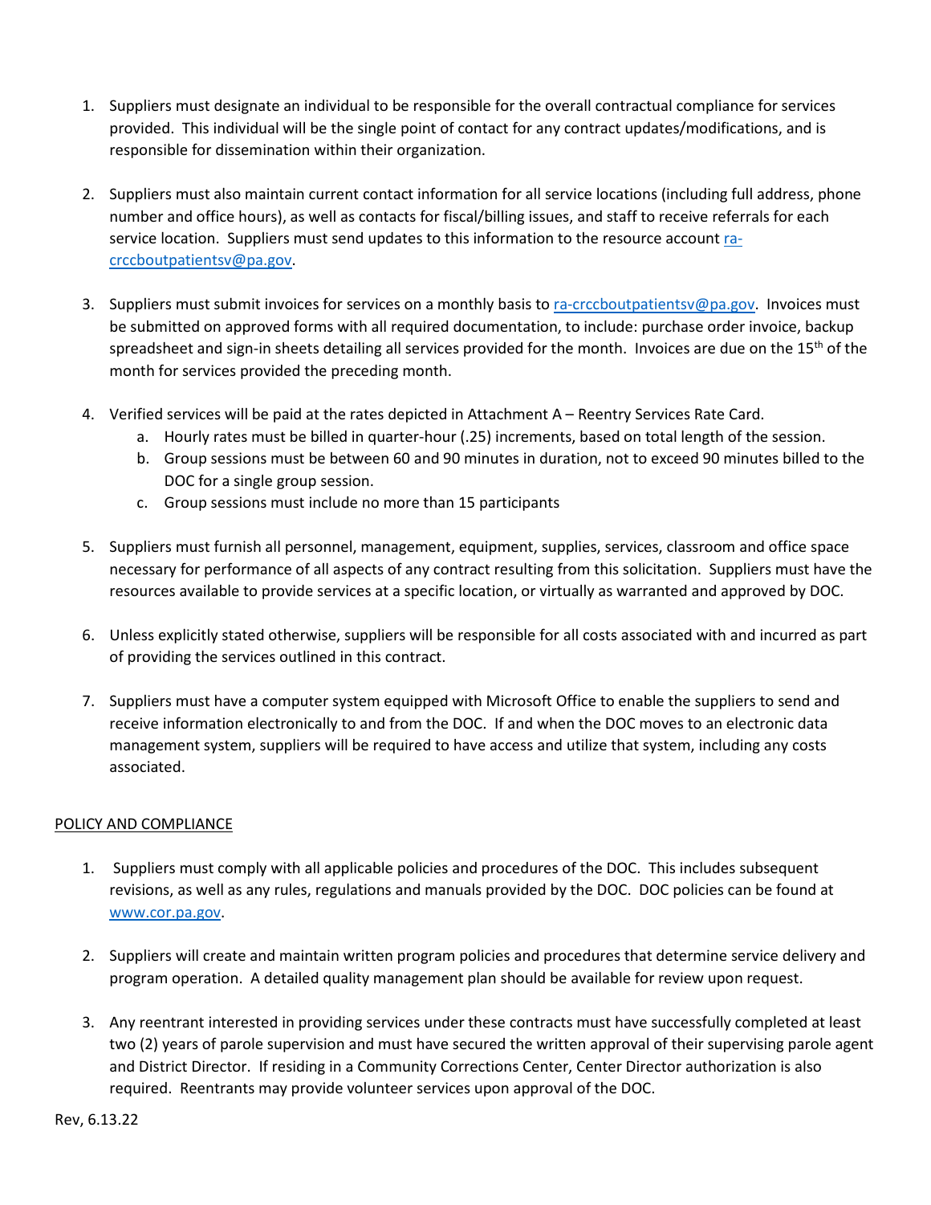1. Suppliers must designate an individual to be responsible for the overall contractual compliance for services provided. This individual will be the single point of contact for any contract updates/modifications, and is responsible for dissemination within their organization.

2. Suppliers must also maintain current contact information for all service locations (including full address, phone number and office hours), as well as contacts for fiscal/billing issues, and staff to receive referrals for each service location. Suppliers must send updates to this information to the resource account ra-crccboutpatientsv@pa.gov.

3. Suppliers must submit invoices for services on a monthly basis to ra-crccboutpatientsv@pa.gov. Invoices must be submitted on approved forms with all required documentation, to include: purchase order invoice, backup spreadsheet and sign-in sheets detailing all services provided for the month. Invoices are due on the 15th of the month for services provided the preceding month.

4. Verified services will be paid at the rates depicted in Attachment A – Reentry Services Rate Card.
   a. Hourly rates must be billed in quarter-hour (.25) increments, based on total length of the session.
   b. Group sessions must be between 60 and 90 minutes in duration, not to exceed 90 minutes billed to the DOC for a single group session.
   c. Group sessions must include no more than 15 participants

5. Suppliers must furnish all personnel, management, equipment, supplies, services, classroom and office space necessary for performance of all aspects of any contract resulting from this solicitation. Suppliers must have the resources available to provide services at a specific location, or virtually as warranted and approved by DOC.

6. Unless explicitly stated otherwise, suppliers will be responsible for all costs associated with and incurred as part of providing the services outlined in this contract.

7. Suppliers must have a computer system equipped with Microsoft Office to enable the suppliers to send and receive information electronically to and from the DOC. If and when the DOC moves to an electronic data management system, suppliers will be required to have access and utilize that system, including any costs associated.

## POLICY AND COMPLIANCE

1. Suppliers must comply with all applicable policies and procedures of the DOC. This includes subsequent revisions, as well as any rules, regulations and manuals provided by the DOC. DOC policies can be found at www.cor.pa.gov.

2. Suppliers will create and maintain written program policies and procedures that determine service delivery and program operation. A detailed quality management plan should be available for review upon request.

3. Any reentrant interested in providing services under these contracts must have successfully completed at least two (2) years of parole supervision and must have secured the written approval of their supervising parole agent and District Director. If residing in a Community Corrections Center, Center Director authorization is also required. Reentrants may provide volunteer services upon approval of the DOC.

Rev, 6.13.22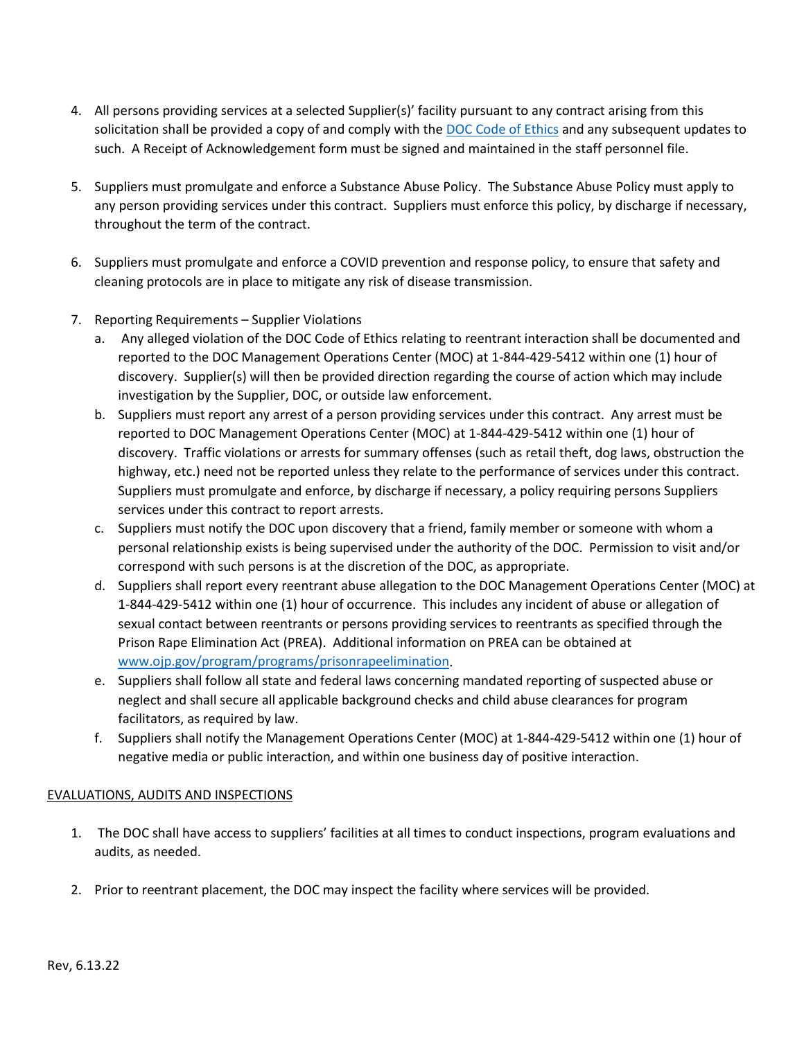4. All persons providing services at a selected Supplier(s)' facility pursuant to any contract arising from this solicitation shall be provided a copy of and comply with the DOC Code of Ethics and any subsequent updates to such. A Receipt of Acknowledgement form must be signed and maintained in the staff personnel file.

5. Suppliers must promulgate and enforce a Substance Abuse Policy. The Substance Abuse Policy must apply to any person providing services under this contract. Suppliers must enforce this policy, by discharge if necessary, throughout the term of the contract.

6. Suppliers must promulgate and enforce a COVID prevention and response policy, to ensure that safety and cleaning protocols are in place to mitigate any risk of disease transmission.

7. Reporting Requirements – Supplier Violations
   a. Any alleged violation of the DOC Code of Ethics relating to reentrant interaction shall be documented and reported to the DOC Management Operations Center (MOC) at 1-844-429-5412 within one (1) hour of discovery. Supplier(s) will then be provided direction regarding the course of action which may include investigation by the Supplier, DOC, or outside law enforcement.
   b. Suppliers must report any arrest of a person providing services under this contract. Any arrest must be reported to DOC Management Operations Center (MOC) at 1-844-429-5412 within one (1) hour of discovery. Traffic violations or arrests for summary offenses (such as retail theft, dog laws, obstruction the highway, etc.) need not be reported unless they relate to the performance of services under this contract. Suppliers must promulgate and enforce, by discharge if necessary, a policy requiring persons Suppliers services under this contract to report arrests.
   c. Suppliers must notify the DOC upon discovery that a friend, family member or someone with whom a personal relationship exists is being supervised under the authority of the DOC. Permission to visit and/or correspond with such persons is at the discretion of the DOC, as appropriate.
   d. Suppliers shall report every reentrant abuse allegation to the DOC Management Operations Center (MOC) at 1-844-429-5412 within one (1) hour of occurrence. This includes any incident of abuse or allegation of sexual contact between reentrants or persons providing services to reentrants as specified through the Prison Rape Elimination Act (PREA). Additional information on PREA can be obtained at www.ojp.gov/program/programs/prisonrapeelimination.
   e. Suppliers shall follow all state and federal laws concerning mandated reporting of suspected abuse or neglect and shall secure all applicable background checks and child abuse clearances for program facilitators, as required by law.
   f. Suppliers shall notify the Management Operations Center (MOC) at 1-844-429-5412 within one (1) hour of negative media or public interaction, and within one business day of positive interaction.

<u>EVALUATIONS, AUDITS AND INSPECTIONS</u>

1. The DOC shall have access to suppliers' facilities at all times to conduct inspections, program evaluations and audits, as needed.

2. Prior to reentrant placement, the DOC may inspect the facility where services will be provided.

Rev, 6.13.22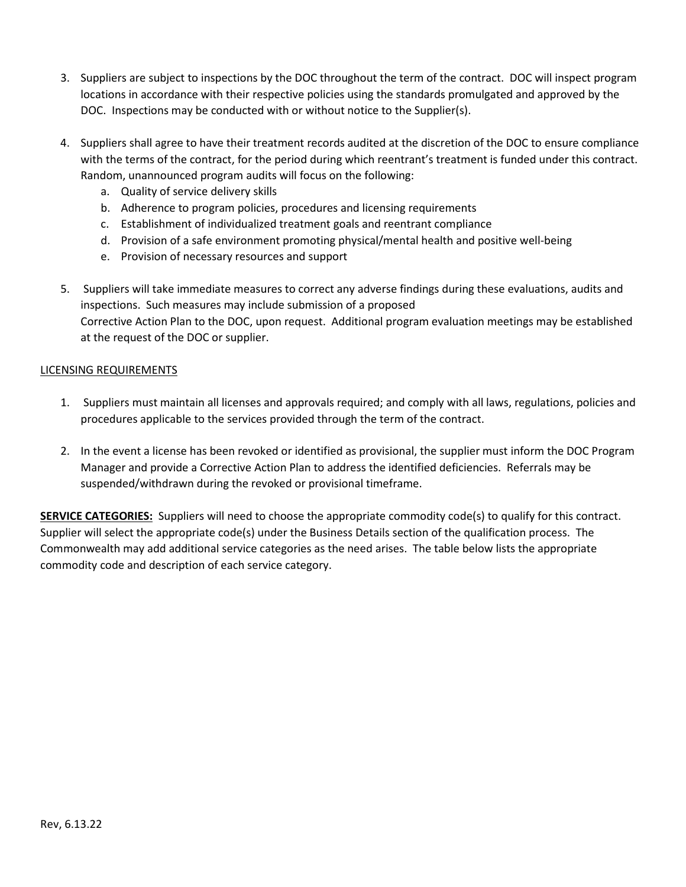3. Suppliers are subject to inspections by the DOC throughout the term of the contract. DOC will inspect program locations in accordance with their respective policies using the standards promulgated and approved by the DOC. Inspections may be conducted with or without notice to the Supplier(s).

4. Suppliers shall agree to have their treatment records audited at the discretion of the DOC to ensure compliance with the terms of the contract, for the period during which reentrant's treatment is funded under this contract. Random, unannounced program audits will focus on the following:
   a. Quality of service delivery skills
   b. Adherence to program policies, procedures and licensing requirements
   c. Establishment of individualized treatment goals and reentrant compliance
   d. Provision of a safe environment promoting physical/mental health and positive well-being
   e. Provision of necessary resources and support

5. Suppliers will take immediate measures to correct any adverse findings during these evaluations, audits and inspections. Such measures may include submission of a proposed Corrective Action Plan to the DOC, upon request. Additional program evaluation meetings may be established at the request of the DOC or supplier.

<u>LICENSING REQUIREMENTS</u>

1. Suppliers must maintain all licenses and approvals required; and comply with all laws, regulations, policies and procedures applicable to the services provided through the term of the contract.

2. In the event a license has been revoked or identified as provisional, the supplier must inform the DOC Program Manager and provide a Corrective Action Plan to address the identified deficiencies. Referrals may be suspended/withdrawn during the revoked or provisional timeframe.

**SERVICE CATEGORIES:** Suppliers will need to choose the appropriate commodity code(s) to qualify for this contract. Supplier will select the appropriate code(s) under the Business Details section of the qualification process. The Commonwealth may add additional service categories as the need arises. The table below lists the appropriate commodity code and description of each service category.

Rev, 6.13.22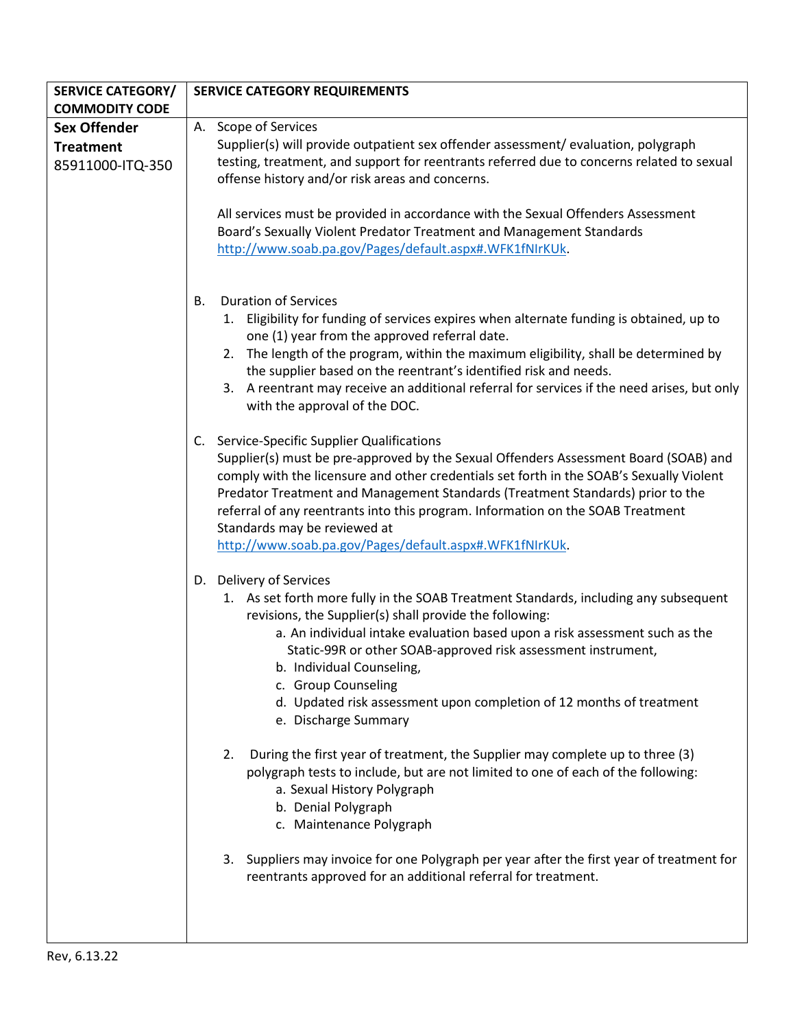| SERVICE CATEGORY/ COMMODITY CODE | SERVICE CATEGORY REQUIREMENTS |
| --- | --- |
| **Sex Offender Treatment** 85911000-ITQ-350 | A. Scope of Services<br>Supplier(s) will provide outpatient sex offender assessment/ evaluation, polygraph testing, treatment, and support for reentrants referred due to concerns related to sexual offense history and/or risk areas and concerns.<br><br>All services must be provided in accordance with the Sexual Offenders Assessment Board's Sexually Violent Predator Treatment and Management Standards http://www.soab.pa.gov/Pages/default.aspx#.WFK1fNIrKUk.<br><br>B. Duration of Services<br>1. Eligibility for funding of services expires when alternate funding is obtained, up to one (1) year from the approved referral date.<br>2. The length of the program, within the maximum eligibility, shall be determined by the supplier based on the reentrant's identified risk and needs.<br>3. A reentrant may receive an additional referral for services if the need arises, but only with the approval of the DOC.<br><br>C. Service-Specific Supplier Qualifications<br>Supplier(s) must be pre-approved by the Sexual Offenders Assessment Board (SOAB) and comply with the licensure and other credentials set forth in the SOAB's Sexually Violent Predator Treatment and Management Standards (Treatment Standards) prior to the referral of any reentrants into this program. Information on the SOAB Treatment Standards may be reviewed at http://www.soab.pa.gov/Pages/default.aspx#.WFK1fNIrKUk.<br><br>D. Delivery of Services<br>1. As set forth more fully in the SOAB Treatment Standards, including any subsequent revisions, the Supplier(s) shall provide the following:<br>a. An individual intake evaluation based upon a risk assessment such as the Static-99R or other SOAB-approved risk assessment instrument,<br>b. Individual Counseling,<br>c. Group Counseling<br>d. Updated risk assessment upon completion of 12 months of treatment<br>e. Discharge Summary<br><br>2. During the first year of treatment, the Supplier may complete up to three (3) polygraph tests to include, but are not limited to one of each of the following:<br>a. Sexual History Polygraph<br>b. Denial Polygraph<br>c. Maintenance Polygraph<br><br>3. Suppliers may invoice for one Polygraph per year after the first year of treatment for reentrants approved for an additional referral for treatment. |

Rev, 6.13.22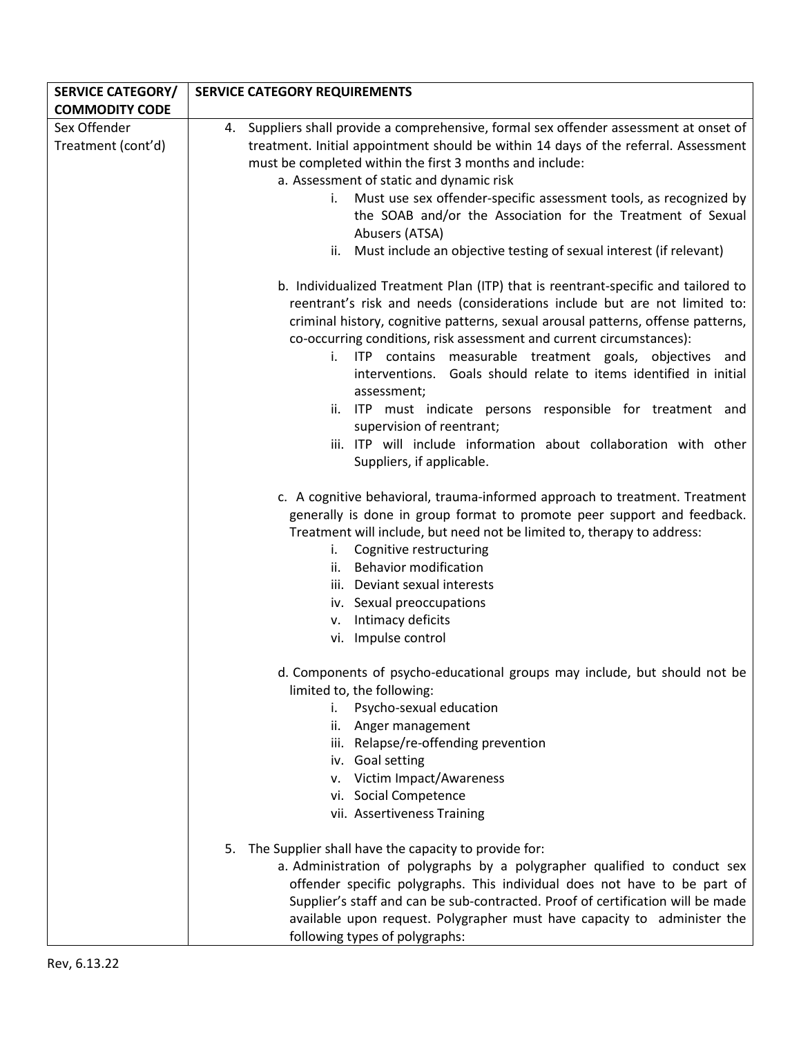| SERVICE CATEGORY/ COMMODITY CODE | SERVICE CATEGORY REQUIREMENTS |
|---|---|
| Sex Offender Treatment (cont'd) | 4. Suppliers shall provide a comprehensive, formal sex offender assessment at onset of treatment. Initial appointment should be within 14 days of the referral. Assessment must be completed within the first 3 months and include:<br>a. Assessment of static and dynamic risk<br>i. Must use sex offender-specific assessment tools, as recognized by the SOAB and/or the Association for the Treatment of Sexual Abusers (ATSA)<br>ii. Must include an objective testing of sexual interest (if relevant)<br><br>b. Individualized Treatment Plan (ITP) that is reentrant-specific and tailored to reentrant's risk and needs (considerations include but are not limited to: criminal history, cognitive patterns, sexual arousal patterns, offense patterns, co-occurring conditions, risk assessment and current circumstances):<br>i. ITP contains measurable treatment goals, objectives and interventions. Goals should relate to items identified in initial assessment;<br>ii. ITP must indicate persons responsible for treatment and supervision of reentrant;<br>iii. ITP will include information about collaboration with other Suppliers, if applicable.<br><br>c. A cognitive behavioral, trauma-informed approach to treatment. Treatment generally is done in group format to promote peer support and feedback. Treatment will include, but need not be limited to, therapy to address:<br>i. Cognitive restructuring<br>ii. Behavior modification<br>iii. Deviant sexual interests<br>iv. Sexual preoccupations<br>v. Intimacy deficits<br>vi. Impulse control<br><br>d. Components of psycho-educational groups may include, but should not be limited to, the following:<br>i. Psycho-sexual education<br>ii. Anger management<br>iii. Relapse/re-offending prevention<br>iv. Goal setting<br>v. Victim Impact/Awareness<br>vi. Social Competence<br>vii. Assertiveness Training<br><br>5. The Supplier shall have the capacity to provide for:<br>a. Administration of polygraphs by a polygrapher qualified to conduct sex offender specific polygraphs. This individual does not have to be part of Supplier's staff and can be sub-contracted. Proof of certification will be made available upon request. Polygrapher must have capacity to administer the following types of polygraphs: |

Rev, 6.13.22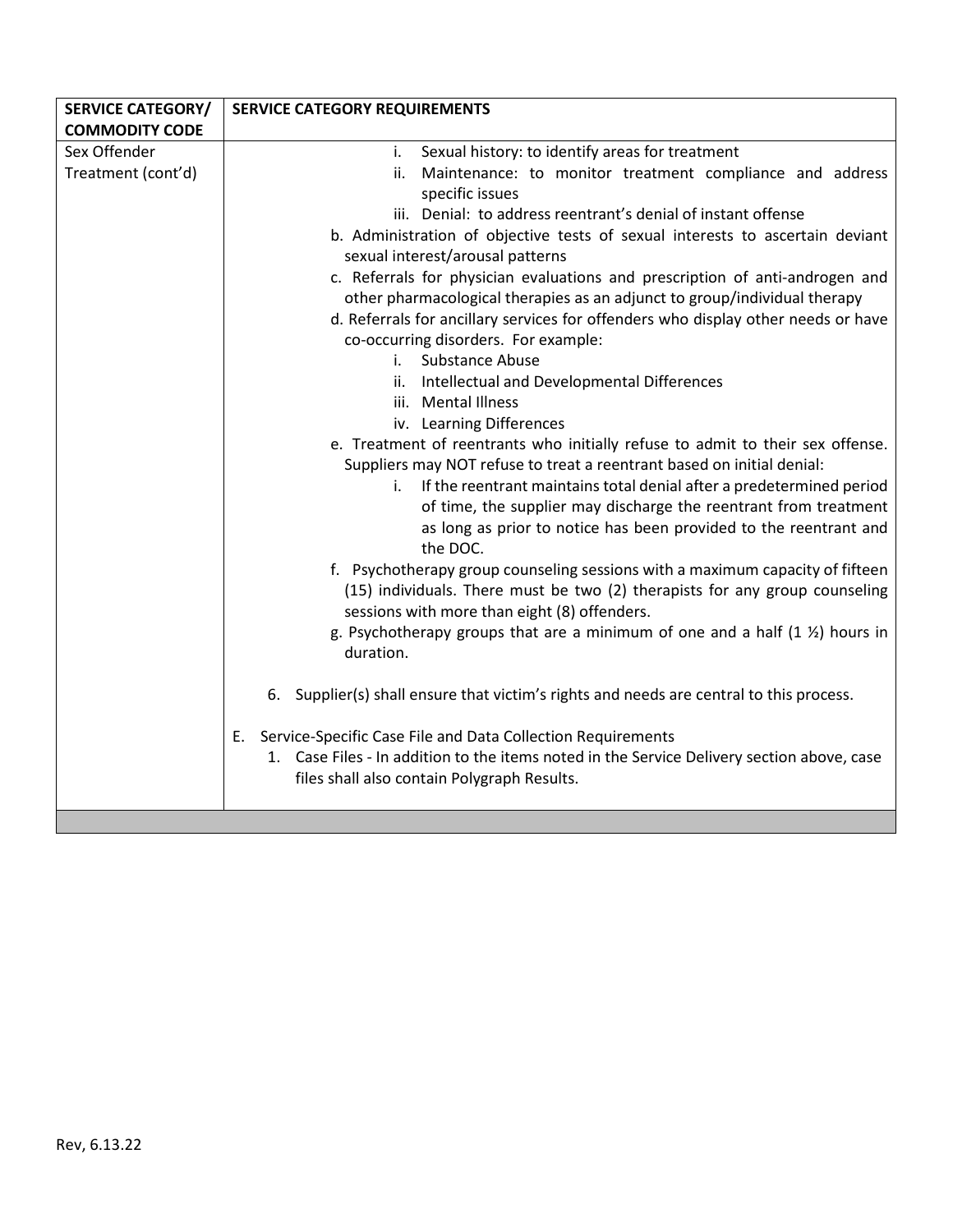| SERVICE CATEGORY/ COMMODITY CODE | SERVICE CATEGORY REQUIREMENTS |
| --- | --- |
| Sex Offender Treatment (cont'd) | i. Sexual history: to identify areas for treatment<br>ii. Maintenance: to monitor treatment compliance and address specific issues<br>iii. Denial: to address reentrant's denial of instant offense<br>b. Administration of objective tests of sexual interests to ascertain deviant sexual interest/arousal patterns<br>c. Referrals for physician evaluations and prescription of anti-androgen and other pharmacological therapies as an adjunct to group/individual therapy<br>d. Referrals for ancillary services for offenders who display other needs or have co-occurring disorders. For example:<br>i. Substance Abuse<br>ii. Intellectual and Developmental Differences<br>iii. Mental Illness<br>iv. Learning Differences<br>e. Treatment of reentrants who initially refuse to admit to their sex offense. Suppliers may NOT refuse to treat a reentrant based on initial denial:<br>i. If the reentrant maintains total denial after a predetermined period of time, the supplier may discharge the reentrant from treatment as long as prior to notice has been provided to the reentrant and the DOC.<br>f. Psychotherapy group counseling sessions with a maximum capacity of fifteen (15) individuals. There must be two (2) therapists for any group counseling sessions with more than eight (8) offenders.<br>g. Psychotherapy groups that are a minimum of one and a half (1 ½) hours in duration.<br><br>6. Supplier(s) shall ensure that victim's rights and needs are central to this process.<br><br>E. Service-Specific Case File and Data Collection Requirements<br>1. Case Files - In addition to the items noted in the Service Delivery section above, case files shall also contain Polygraph Results. |
| | |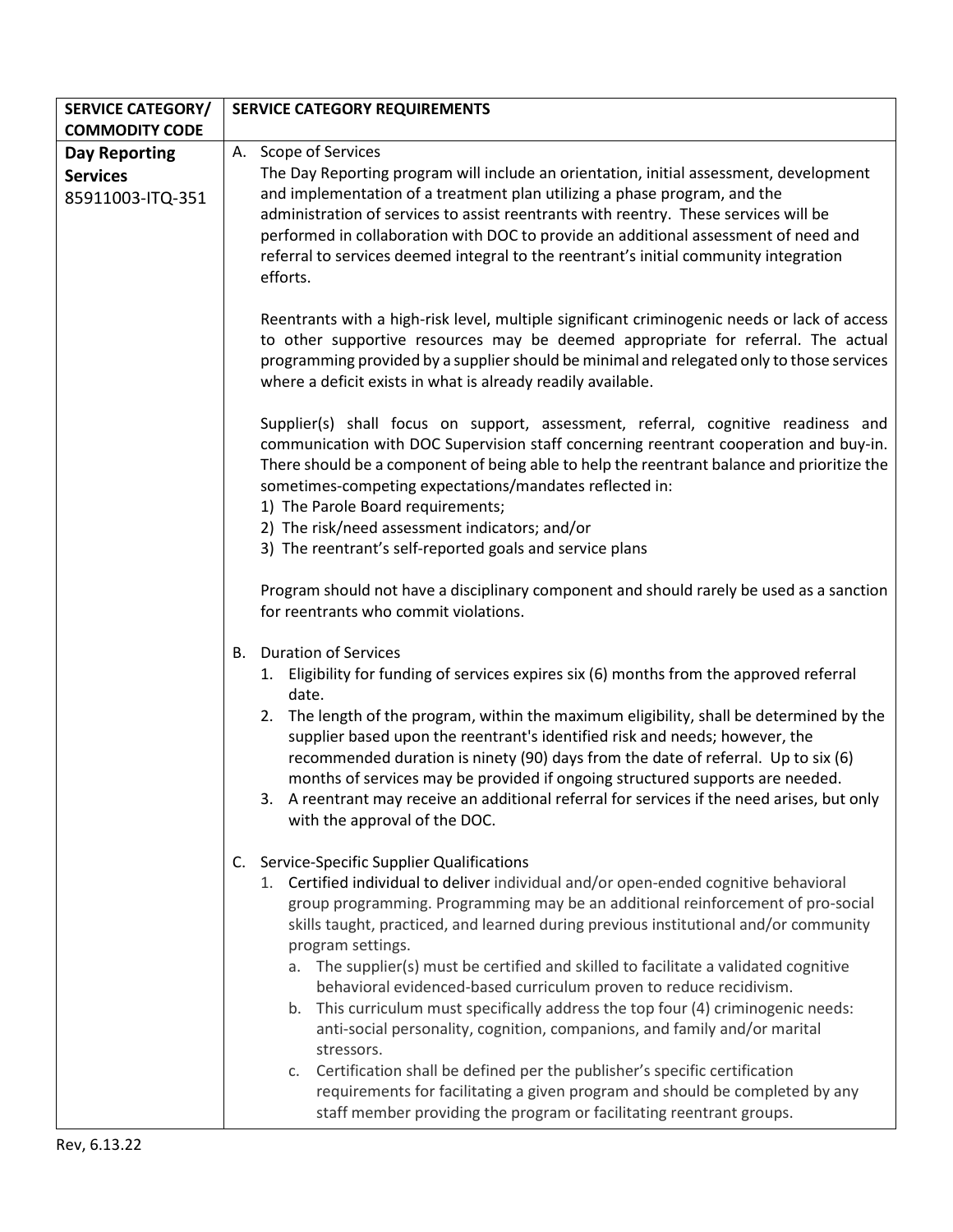| SERVICE CATEGORY/ COMMODITY CODE | SERVICE CATEGORY REQUIREMENTS |
|---|---|
| **Day Reporting Services**<br>85911003-ITQ-351 | A. Scope of Services<br>The Day Reporting program will include an orientation, initial assessment, development and implementation of a treatment plan utilizing a phase program, and the administration of services to assist reentrants with reentry. These services will be performed in collaboration with DOC to provide an additional assessment of need and referral to services deemed integral to the reentrant's initial community integration efforts.<br><br>Reentrants with a high-risk level, multiple significant criminogenic needs or lack of access to other supportive resources may be deemed appropriate for referral. The actual programming provided by a supplier should be minimal and relegated only to those services where a deficit exists in what is already readily available.<br><br>Supplier(s) shall focus on support, assessment, referral, cognitive readiness and communication with DOC Supervision staff concerning reentrant cooperation and buy-in. There should be a component of being able to help the reentrant balance and prioritize the sometimes-competing expectations/mandates reflected in:<br>1) The Parole Board requirements;<br>2) The risk/need assessment indicators; and/or<br>3) The reentrant's self-reported goals and service plans<br><br>Program should not have a disciplinary component and should rarely be used as a sanction for reentrants who commit violations.<br><br>B. Duration of Services<br>1. Eligibility for funding of services expires six (6) months from the approved referral date.<br>2. The length of the program, within the maximum eligibility, shall be determined by the supplier based upon the reentrant's identified risk and needs; however, the recommended duration is ninety (90) days from the date of referral. Up to six (6) months of services may be provided if ongoing structured supports are needed.<br>3. A reentrant may receive an additional referral for services if the need arises, but only with the approval of the DOC.<br><br>C. Service-Specific Supplier Qualifications<br>1. Certified individual to deliver individual and/or open-ended cognitive behavioral group programming. Programming may be an additional reinforcement of pro-social skills taught, practiced, and learned during previous institutional and/or community program settings.<br>a. The supplier(s) must be certified and skilled to facilitate a validated cognitive behavioral evidenced-based curriculum proven to reduce recidivism.<br>b. This curriculum must specifically address the top four (4) criminogenic needs: anti-social personality, cognition, companions, and family and/or marital stressors.<br>c. Certification shall be defined per the publisher's specific certification requirements for facilitating a given program and should be completed by any staff member providing the program or facilitating reentrant groups. |

Rev, 6.13.22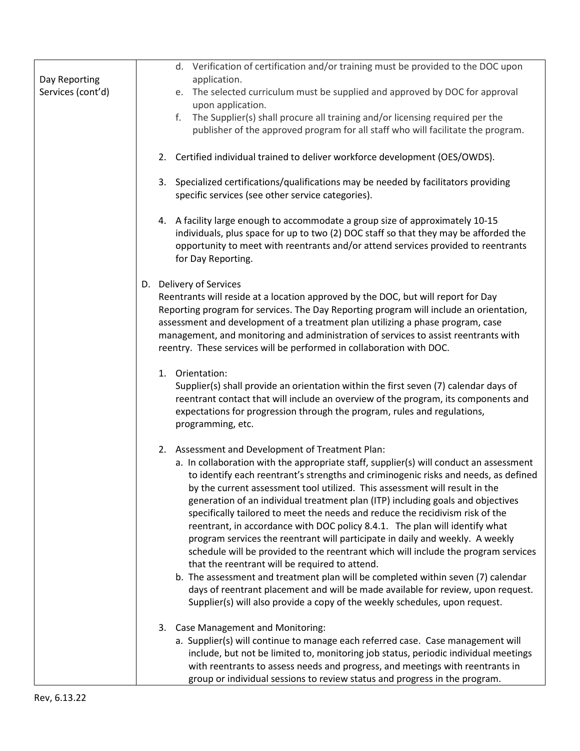| Day Reporting Services (cont'd) | d. Verification of certification and/or training must be provided to the DOC upon application.<br>e. The selected curriculum must be supplied and approved by DOC for approval upon application.<br>f. The Supplier(s) shall procure all training and/or licensing required per the publisher of the approved program for all staff who will facilitate the program.<br><br>2. Certified individual trained to deliver workforce development (OES/OWDS).<br><br>3. Specialized certifications/qualifications may be needed by facilitators providing specific services (see other service categories).<br><br>4. A facility large enough to accommodate a group size of approximately 10-15 individuals, plus space for up to two (2) DOC staff so that they may be afforded the opportunity to meet with reentrants and/or attend services provided to reentrants for Day Reporting.<br><br>D. Delivery of Services<br>Reentrants will reside at a location approved by the DOC, but will report for Day Reporting program for services. The Day Reporting program will include an orientation, assessment and development of a treatment plan utilizing a phase program, case management, and monitoring and administration of services to assist reentrants with reentry. These services will be performed in collaboration with DOC.<br><br>1. Orientation:<br>Supplier(s) shall provide an orientation within the first seven (7) calendar days of reentrant contact that will include an overview of the program, its components and expectations for progression through the program, rules and regulations, programming, etc.<br><br>2. Assessment and Development of Treatment Plan:<br>a. In collaboration with the appropriate staff, supplier(s) will conduct an assessment to identify each reentrant's strengths and criminogenic risks and needs, as defined by the current assessment tool utilized. This assessment will result in the generation of an individual treatment plan (ITP) including goals and objectives specifically tailored to meet the needs and reduce the recidivism risk of the reentrant, in accordance with DOC policy 8.4.1. The plan will identify what program services the reentrant will participate in daily and weekly. A weekly schedule will be provided to the reentrant which will include the program services that the reentrant will be required to attend.<br>b. The assessment and treatment plan will be completed within seven (7) calendar days of reentrant placement and will be made available for review, upon request. Supplier(s) will also provide a copy of the weekly schedules, upon request.<br><br>3. Case Management and Monitoring:<br>a. Supplier(s) will continue to manage each referred case. Case management will include, but not be limited to, monitoring job status, periodic individual meetings with reentrants to assess needs and progress, and meetings with reentrants in group or individual sessions to review status and progress in the program. |
|---|---|

Rev, 6.13.22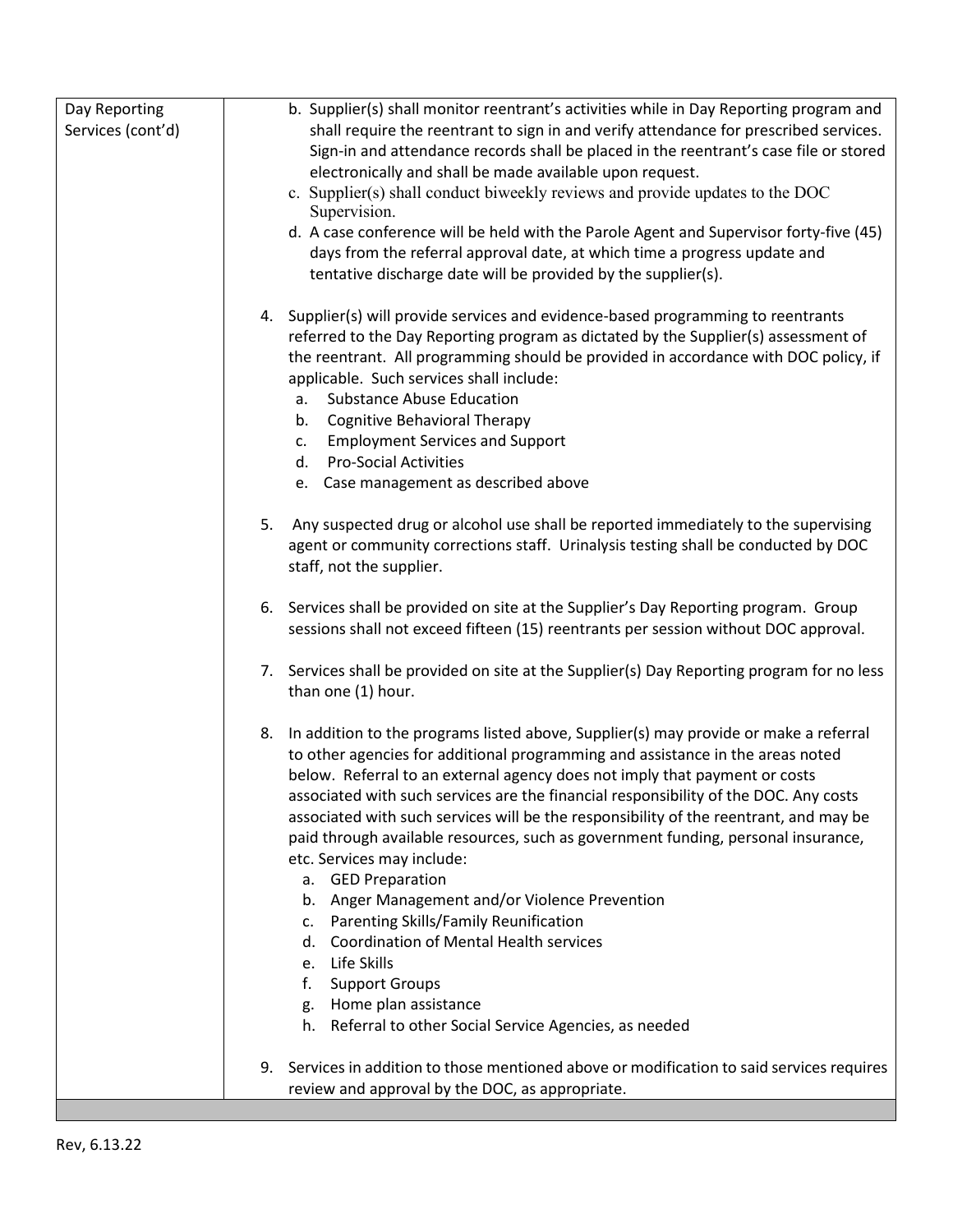| Day Reporting Services (cont'd) | b. Supplier(s) shall monitor reentrant's activities while in Day Reporting program and shall require the reentrant to sign in and verify attendance for prescribed services. Sign-in and attendance records shall be placed in the reentrant's case file or stored electronically and shall be made available upon request.<br>c. Supplier(s) shall conduct biweekly reviews and provide updates to the DOC Supervision.<br>d. A case conference will be held with the Parole Agent and Supervisor forty-five (45) days from the referral approval date, at which time a progress update and tentative discharge date will be provided by the supplier(s).<br><br>4. Supplier(s) will provide services and evidence-based programming to reentrants referred to the Day Reporting program as dictated by the Supplier(s) assessment of the reentrant. All programming should be provided in accordance with DOC policy, if applicable. Such services shall include:<br>a. Substance Abuse Education<br>b. Cognitive Behavioral Therapy<br>c. Employment Services and Support<br>d. Pro-Social Activities<br>e. Case management as described above<br><br>5. Any suspected drug or alcohol use shall be reported immediately to the supervising agent or community corrections staff. Urinalysis testing shall be conducted by DOC staff, not the supplier.<br><br>6. Services shall be provided on site at the Supplier's Day Reporting program. Group sessions shall not exceed fifteen (15) reentrants per session without DOC approval.<br><br>7. Services shall be provided on site at the Supplier(s) Day Reporting program for no less than one (1) hour.<br><br>8. In addition to the programs listed above, Supplier(s) may provide or make a referral to other agencies for additional programming and assistance in the areas noted below. Referral to an external agency does not imply that payment or costs associated with such services are the financial responsibility of the DOC. Any costs associated with such services will be the responsibility of the reentrant, and may be paid through available resources, such as government funding, personal insurance, etc. Services may include:<br>a. GED Preparation<br>b. Anger Management and/or Violence Prevention<br>c. Parenting Skills/Family Reunification<br>d. Coordination of Mental Health services<br>e. Life Skills<br>f. Support Groups<br>g. Home plan assistance<br>h. Referral to other Social Service Agencies, as needed<br><br>9. Services in addition to those mentioned above or modification to said services requires review and approval by the DOC, as appropriate. |
|---|---|

Rev, 6.13.22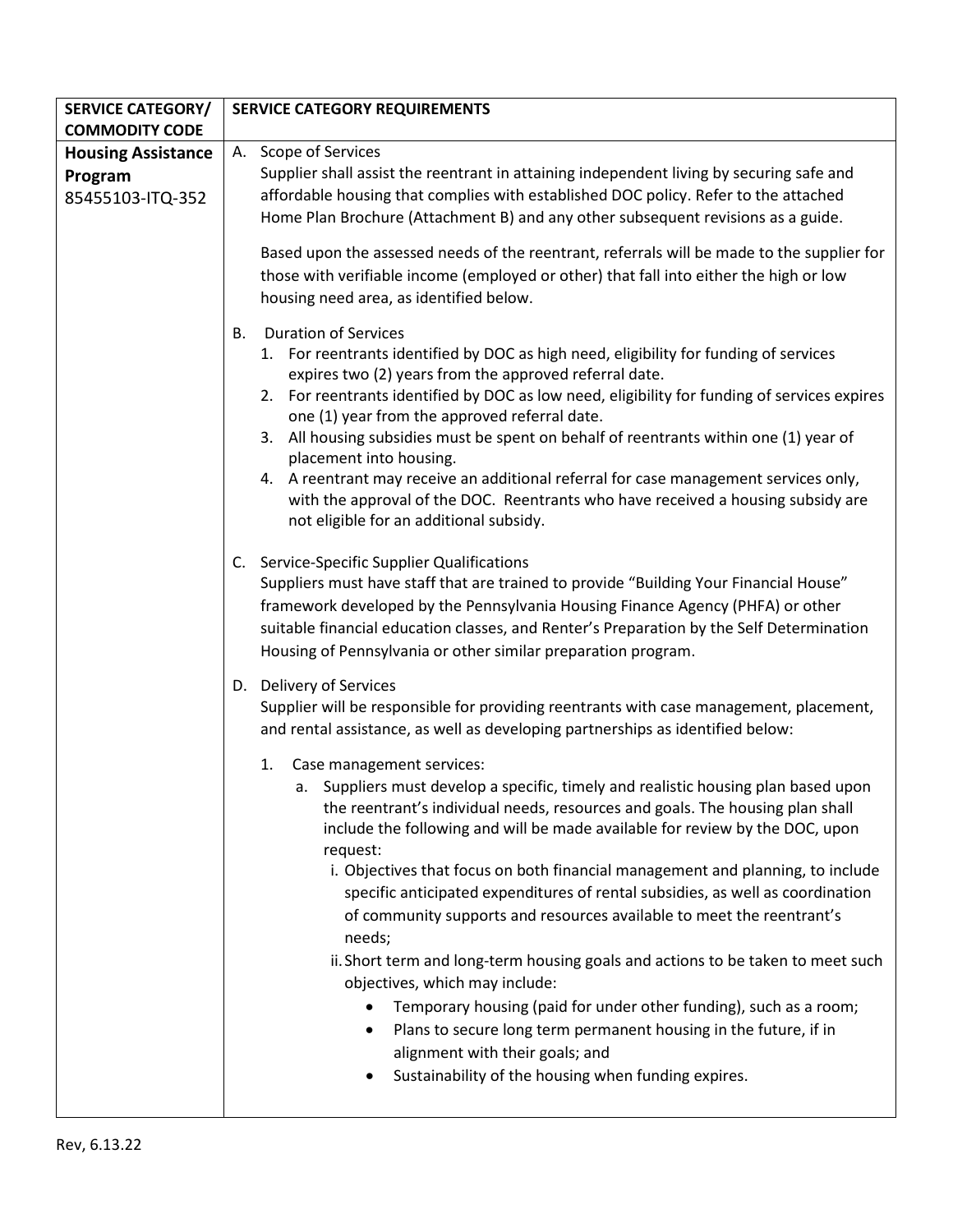| SERVICE CATEGORY/ COMMODITY CODE | SERVICE CATEGORY REQUIREMENTS |
|---|---|
| **Housing Assistance Program** 85455103-ITQ-352 | A. Scope of Services<br>Supplier shall assist the reentrant in attaining independent living by securing safe and affordable housing that complies with established DOC policy. Refer to the attached Home Plan Brochure (Attachment B) and any other subsequent revisions as a guide.<br><br>Based upon the assessed needs of the reentrant, referrals will be made to the supplier for those with verifiable income (employed or other) that fall into either the high or low housing need area, as identified below.<br><br>B. Duration of Services<br>1. For reentrants identified by DOC as high need, eligibility for funding of services expires two (2) years from the approved referral date.<br>2. For reentrants identified by DOC as low need, eligibility for funding of services expires one (1) year from the approved referral date.<br>3. All housing subsidies must be spent on behalf of reentrants within one (1) year of placement into housing.<br>4. A reentrant may receive an additional referral for case management services only, with the approval of the DOC. Reentrants who have received a housing subsidy are not eligible for an additional subsidy.<br><br>C. Service-Specific Supplier Qualifications<br>Suppliers must have staff that are trained to provide "Building Your Financial House" framework developed by the Pennsylvania Housing Finance Agency (PHFA) or other suitable financial education classes, and Renter's Preparation by the Self Determination Housing of Pennsylvania or other similar preparation program.<br><br>D. Delivery of Services<br>Supplier will be responsible for providing reentrants with case management, placement, and rental assistance, as well as developing partnerships as identified below:<br><br>1. Case management services:<br>a. Suppliers must develop a specific, timely and realistic housing plan based upon the reentrant's individual needs, resources and goals. The housing plan shall include the following and will be made available for review by the DOC, upon request:<br>i. Objectives that focus on both financial management and planning, to include specific anticipated expenditures of rental subsidies, as well as coordination of community supports and resources available to meet the reentrant's needs;<br>ii. Short term and long-term housing goals and actions to be taken to meet such objectives, which may include:<br>• Temporary housing (paid for under other funding), such as a room;<br>• Plans to secure long term permanent housing in the future, if in alignment with their goals; and<br>• Sustainability of the housing when funding expires. |

Rev, 6.13.22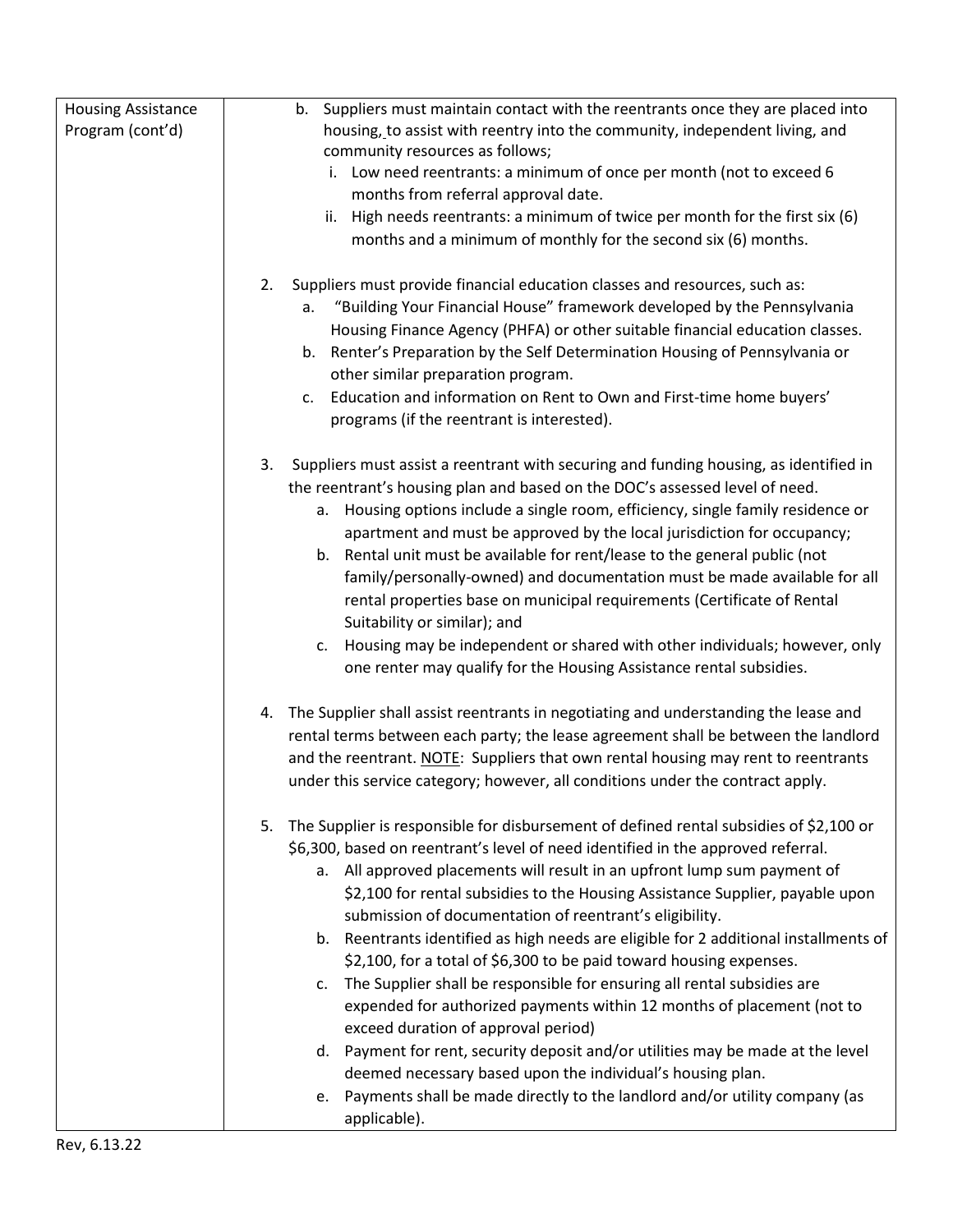| | |
|---|---|
| Housing Assistance Program (cont'd) | b. Suppliers must maintain contact with the reentrants once they are placed into housing, to assist with reentry into the community, independent living, and community resources as follows;<br>i. Low need reentrants: a minimum of once per month (not to exceed 6 months from referral approval date.<br>ii. High needs reentrants: a minimum of twice per month for the first six (6) months and a minimum of monthly for the second six (6) months.<br><br>2. Suppliers must provide financial education classes and resources, such as:<br>a. "Building Your Financial House" framework developed by the Pennsylvania Housing Finance Agency (PHFA) or other suitable financial education classes.<br>b. Renter's Preparation by the Self Determination Housing of Pennsylvania or other similar preparation program.<br>c. Education and information on Rent to Own and First-time home buyers' programs (if the reentrant is interested).<br><br>3. Suppliers must assist a reentrant with securing and funding housing, as identified in the reentrant's housing plan and based on the DOC's assessed level of need.<br>a. Housing options include a single room, efficiency, single family residence or apartment and must be approved by the local jurisdiction for occupancy;<br>b. Rental unit must be available for rent/lease to the general public (not family/personally-owned) and documentation must be made available for all rental properties base on municipal requirements (Certificate of Rental Suitability or similar); and<br>c. Housing may be independent or shared with other individuals; however, only one renter may qualify for the Housing Assistance rental subsidies.<br><br>4. The Supplier shall assist reentrants in negotiating and understanding the lease and rental terms between each party; the lease agreement shall be between the landlord and the reentrant. <u>NOTE</u>: Suppliers that own rental housing may rent to reentrants under this service category; however, all conditions under the contract apply.<br><br>5. The Supplier is responsible for disbursement of defined rental subsidies of $2,100 or $6,300, based on reentrant's level of need identified in the approved referral.<br>a. All approved placements will result in an upfront lump sum payment of $2,100 for rental subsidies to the Housing Assistance Supplier, payable upon submission of documentation of reentrant's eligibility.<br>b. Reentrants identified as high needs are eligible for 2 additional installments of $2,100, for a total of $6,300 to be paid toward housing expenses.<br>c. The Supplier shall be responsible for ensuring all rental subsidies are expended for authorized payments within 12 months of placement (not to exceed duration of approval period)<br>d. Payment for rent, security deposit and/or utilities may be made at the level deemed necessary based upon the individual's housing plan.<br>e. Payments shall be made directly to the landlord and/or utility company (as applicable). |

Rev, 6.13.22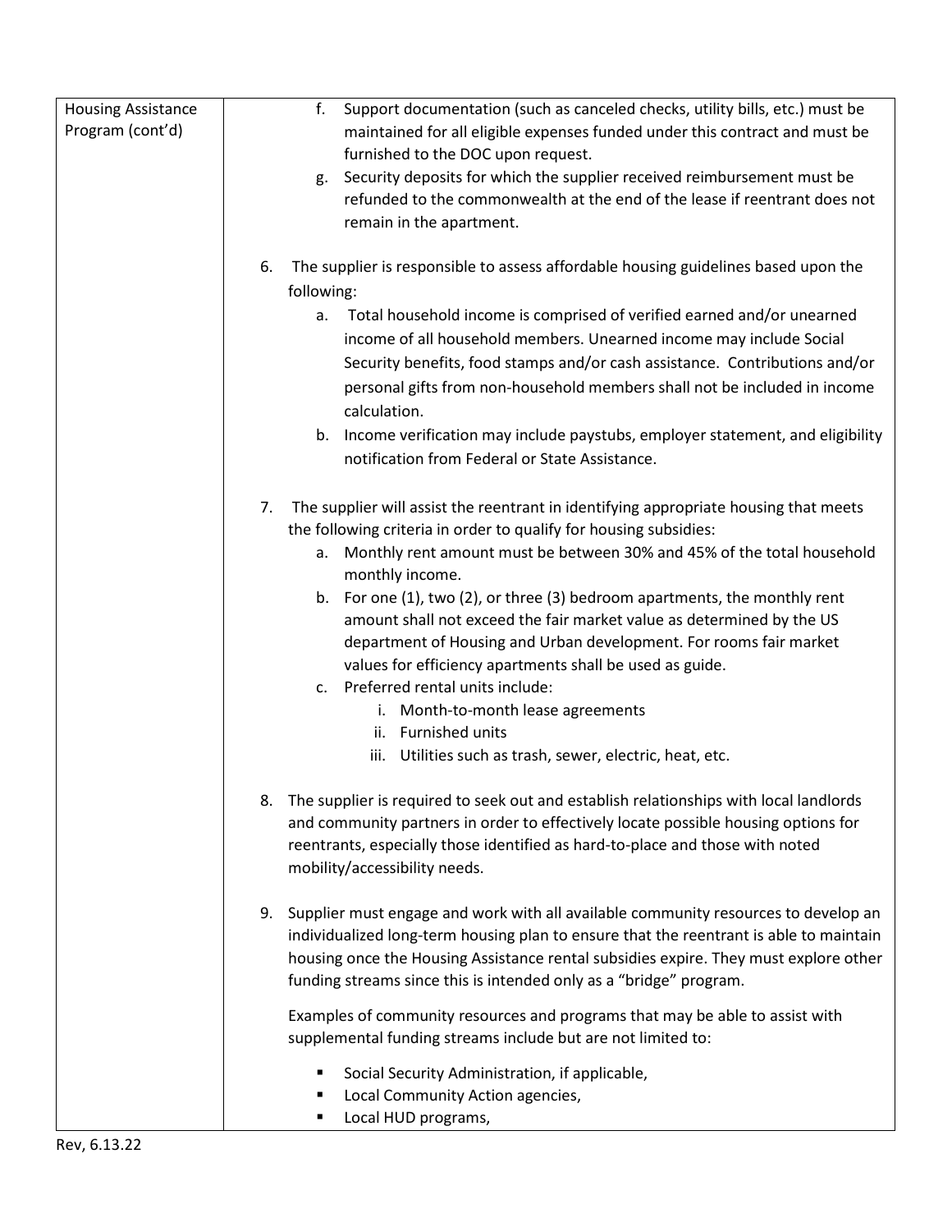| Housing Assistance Program (cont'd) | f. Support documentation (such as canceled checks, utility bills, etc.) must be maintained for all eligible expenses funded under this contract and must be furnished to the DOC upon request.<br>g. Security deposits for which the supplier received reimbursement must be refunded to the commonwealth at the end of the lease if reentrant does not remain in the apartment.<br><br>6. The supplier is responsible to assess affordable housing guidelines based upon the following:<br>a. Total household income is comprised of verified earned and/or unearned income of all household members. Unearned income may include Social Security benefits, food stamps and/or cash assistance. Contributions and/or personal gifts from non-household members shall not be included in income calculation.<br>b. Income verification may include paystubs, employer statement, and eligibility notification from Federal or State Assistance.<br><br>7. The supplier will assist the reentrant in identifying appropriate housing that meets the following criteria in order to qualify for housing subsidies:<br>a. Monthly rent amount must be between 30% and 45% of the total household monthly income.<br>b. For one (1), two (2), or three (3) bedroom apartments, the monthly rent amount shall not exceed the fair market value as determined by the US department of Housing and Urban development. For rooms fair market values for efficiency apartments shall be used as guide.<br>c. Preferred rental units include:<br>i. Month-to-month lease agreements<br>ii. Furnished units<br>iii. Utilities such as trash, sewer, electric, heat, etc.<br><br>8. The supplier is required to seek out and establish relationships with local landlords and community partners in order to effectively locate possible housing options for reentrants, especially those identified as hard-to-place and those with noted mobility/accessibility needs.<br><br>9. Supplier must engage and work with all available community resources to develop an individualized long-term housing plan to ensure that the reentrant is able to maintain housing once the Housing Assistance rental subsidies expire. They must explore other funding streams since this is intended only as a "bridge" program.<br><br>Examples of community resources and programs that may be able to assist with supplemental funding streams include but are not limited to:<br>▪ Social Security Administration, if applicable,<br>▪ Local Community Action agencies,<br>▪ Local HUD programs, |
|---|---|

Rev, 6.13.22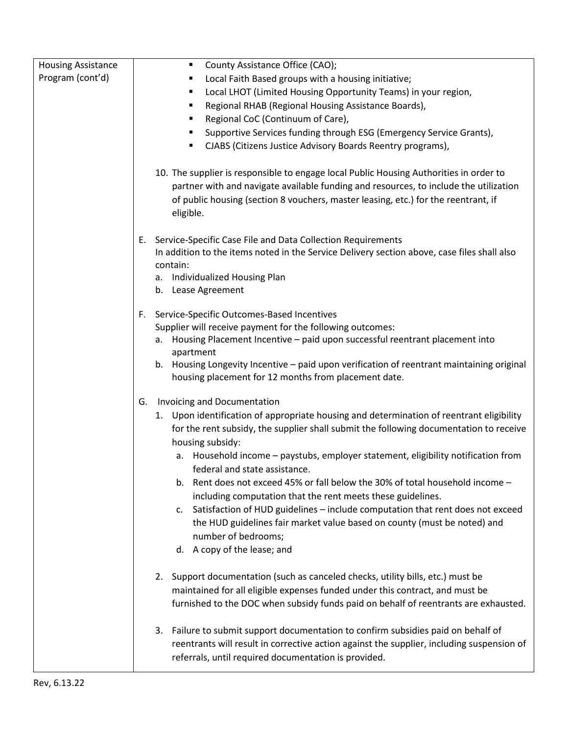| Housing Assistance Program (cont'd) | ▪ County Assistance Office (CAO);<br>▪ Local Faith Based groups with a housing initiative;<br>▪ Local LHOT (Limited Housing Opportunity Teams) in your region,<br>▪ Regional RHAB (Regional Housing Assistance Boards),<br>▪ Regional CoC (Continuum of Care),<br>▪ Supportive Services funding through ESG (Emergency Service Grants),<br>▪ CJABS (Citizens Justice Advisory Boards Reentry programs),<br><br>10. The supplier is responsible to engage local Public Housing Authorities in order to partner with and navigate available funding and resources, to include the utilization of public housing (section 8 vouchers, master leasing, etc.) for the reentrant, if eligible.<br><br>E. Service-Specific Case File and Data Collection Requirements<br>In addition to the items noted in the Service Delivery section above, case files shall also contain:<br>a. Individualized Housing Plan<br>b. Lease Agreement<br><br>F. Service-Specific Outcomes-Based Incentives<br>Supplier will receive payment for the following outcomes:<br>a. Housing Placement Incentive – paid upon successful reentrant placement into apartment<br>b. Housing Longevity Incentive – paid upon verification of reentrant maintaining original housing placement for 12 months from placement date.<br><br>G. Invoicing and Documentation<br>1. Upon identification of appropriate housing and determination of reentrant eligibility for the rent subsidy, the supplier shall submit the following documentation to receive housing subsidy:<br>a. Household income – paystubs, employer statement, eligibility notification from federal and state assistance.<br>b. Rent does not exceed 45% or fall below the 30% of total household income – including computation that the rent meets these guidelines.<br>c. Satisfaction of HUD guidelines – include computation that rent does not exceed the HUD guidelines fair market value based on county (must be noted) and number of bedrooms;<br>d. A copy of the lease; and<br><br>2. Support documentation (such as canceled checks, utility bills, etc.) must be maintained for all eligible expenses funded under this contract, and must be furnished to the DOC when subsidy funds paid on behalf of reentrants are exhausted.<br><br>3. Failure to submit support documentation to confirm subsidies paid on behalf of reentrants will result in corrective action against the supplier, including suspension of referrals, until required documentation is provided. |
|---|---|

Rev, 6.13.22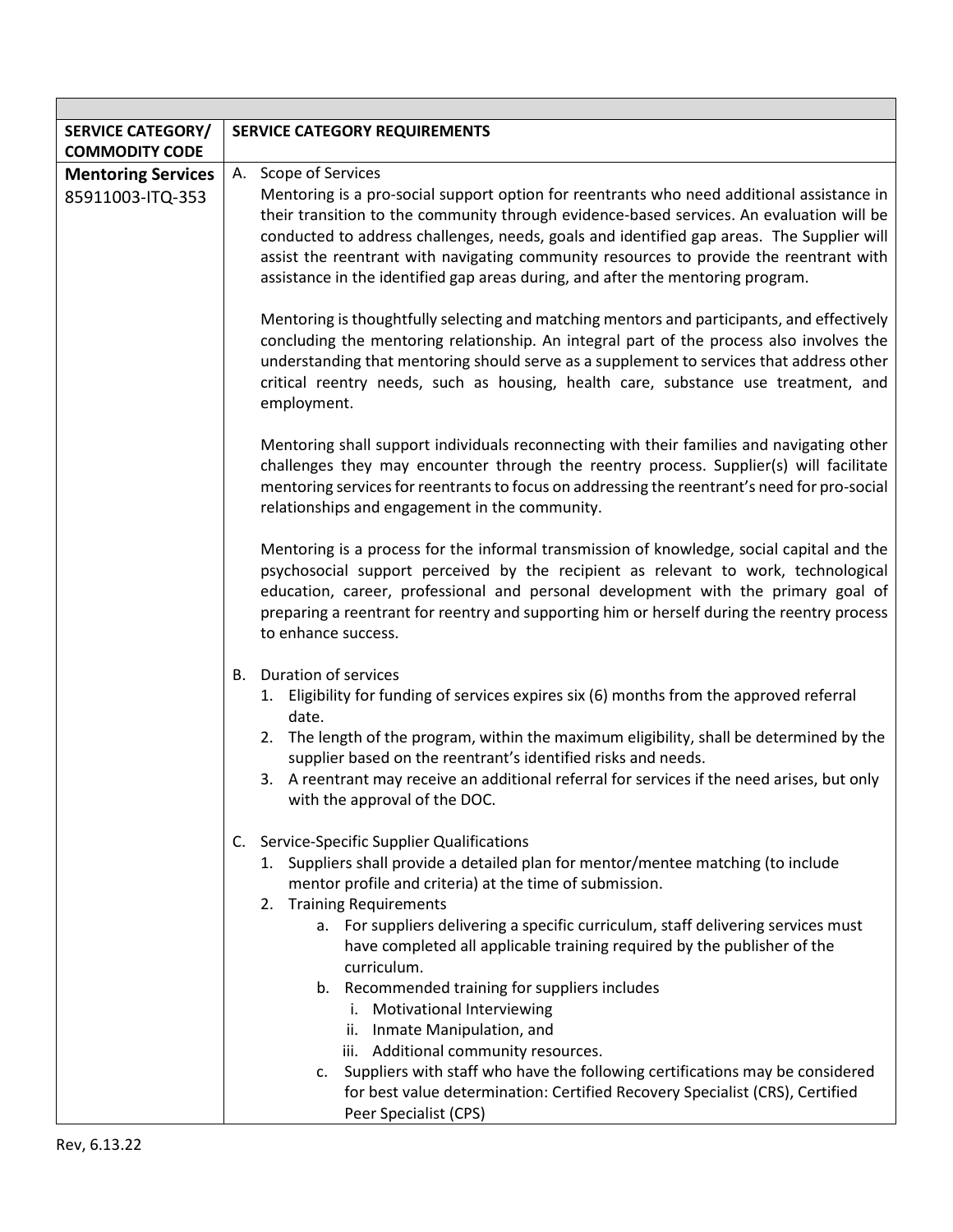| SERVICE CATEGORY/ COMMODITY CODE | SERVICE CATEGORY REQUIREMENTS |
|---|---|
| **Mentoring Services** 85911003-ITQ-353 | A. Scope of Services<br>Mentoring is a pro-social support option for reentrants who need additional assistance in their transition to the community through evidence-based services. An evaluation will be conducted to address challenges, needs, goals and identified gap areas. The Supplier will assist the reentrant with navigating community resources to provide the reentrant with assistance in the identified gap areas during, and after the mentoring program.<br><br>Mentoring is thoughtfully selecting and matching mentors and participants, and effectively concluding the mentoring relationship. An integral part of the process also involves the understanding that mentoring should serve as a supplement to services that address other critical reentry needs, such as housing, health care, substance use treatment, and employment.<br><br>Mentoring shall support individuals reconnecting with their families and navigating other challenges they may encounter through the reentry process. Supplier(s) will facilitate mentoring services for reentrants to focus on addressing the reentrant's need for pro-social relationships and engagement in the community.<br><br>Mentoring is a process for the informal transmission of knowledge, social capital and the psychosocial support perceived by the recipient as relevant to work, technological education, career, professional and personal development with the primary goal of preparing a reentrant for reentry and supporting him or herself during the reentry process to enhance success.<br><br>B. Duration of services<br>1. Eligibility for funding of services expires six (6) months from the approved referral date.<br>2. The length of the program, within the maximum eligibility, shall be determined by the supplier based on the reentrant's identified risks and needs.<br>3. A reentrant may receive an additional referral for services if the need arises, but only with the approval of the DOC.<br><br>C. Service-Specific Supplier Qualifications<br>1. Suppliers shall provide a detailed plan for mentor/mentee matching (to include mentor profile and criteria) at the time of submission.<br>2. Training Requirements<br>a. For suppliers delivering a specific curriculum, staff delivering services must have completed all applicable training required by the publisher of the curriculum.<br>b. Recommended training for suppliers includes<br>i. Motivational Interviewing<br>ii. Inmate Manipulation, and<br>iii. Additional community resources.<br>c. Suppliers with staff who have the following certifications may be considered for best value determination: Certified Recovery Specialist (CRS), Certified Peer Specialist (CPS) |

Rev, 6.13.22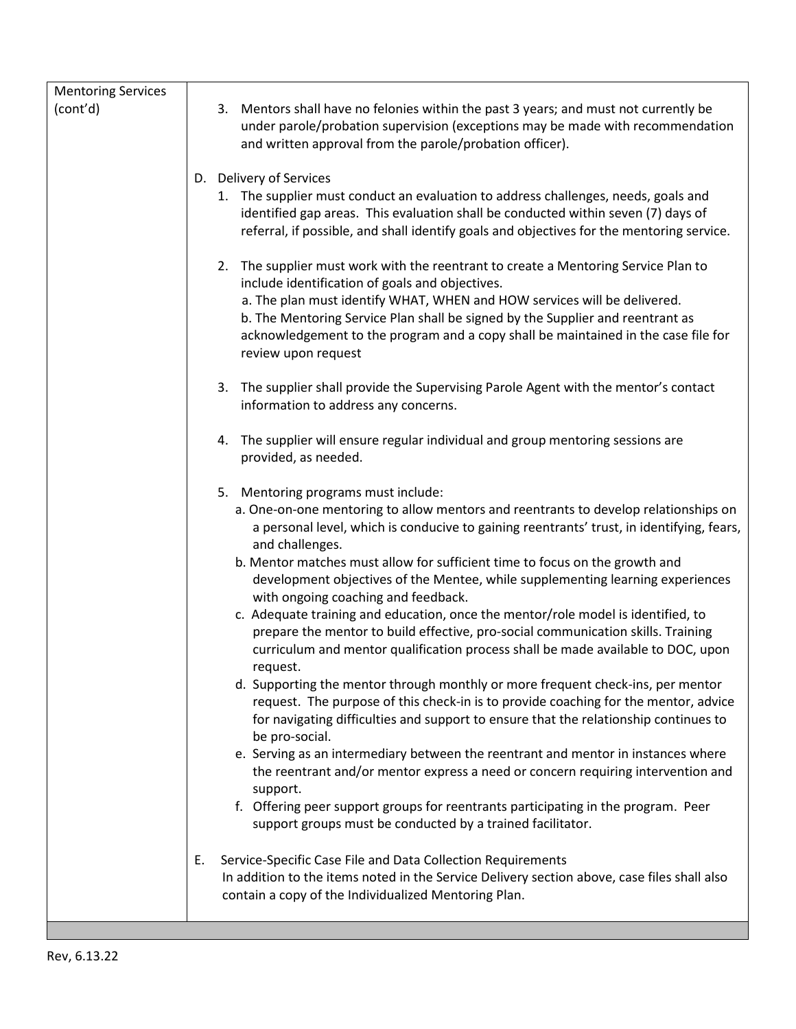| Mentoring Services (cont'd) | |
|---|---|
| | 3. Mentors shall have no felonies within the past 3 years; and must not currently be under parole/probation supervision (exceptions may be made with recommendation and written approval from the parole/probation officer).<br><br>D. Delivery of Services<br>1. The supplier must conduct an evaluation to address challenges, needs, goals and identified gap areas. This evaluation shall be conducted within seven (7) days of referral, if possible, and shall identify goals and objectives for the mentoring service.<br><br>2. The supplier must work with the reentrant to create a Mentoring Service Plan to include identification of goals and objectives.<br>a. The plan must identify WHAT, WHEN and HOW services will be delivered.<br>b. The Mentoring Service Plan shall be signed by the Supplier and reentrant as acknowledgement to the program and a copy shall be maintained in the case file for review upon request<br><br>3. The supplier shall provide the Supervising Parole Agent with the mentor's contact information to address any concerns.<br><br>4. The supplier will ensure regular individual and group mentoring sessions are provided, as needed.<br><br>5. Mentoring programs must include:<br>a. One-on-one mentoring to allow mentors and reentrants to develop relationships on a personal level, which is conducive to gaining reentrants' trust, in identifying, fears, and challenges.<br>b. Mentor matches must allow for sufficient time to focus on the growth and development objectives of the Mentee, while supplementing learning experiences with ongoing coaching and feedback.<br>c. Adequate training and education, once the mentor/role model is identified, to prepare the mentor to build effective, pro-social communication skills. Training curriculum and mentor qualification process shall be made available to DOC, upon request.<br>d. Supporting the mentor through monthly or more frequent check-ins, per mentor request. The purpose of this check-in is to provide coaching for the mentor, advice for navigating difficulties and support to ensure that the relationship continues to be pro-social.<br>e. Serving as an intermediary between the reentrant and mentor in instances where the reentrant and/or mentor express a need or concern requiring intervention and support.<br>f. Offering peer support groups for reentrants participating in the program. Peer support groups must be conducted by a trained facilitator.<br><br>E. Service-Specific Case File and Data Collection Requirements<br>In addition to the items noted in the Service Delivery section above, case files shall also contain a copy of the Individualized Mentoring Plan. |

Rev, 6.13.22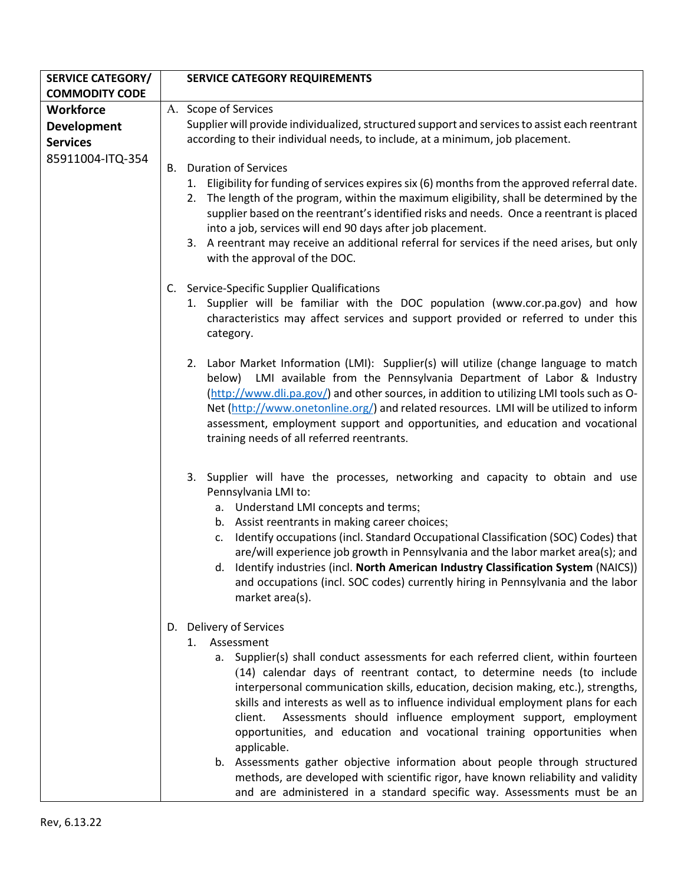| SERVICE CATEGORY/ COMMODITY CODE | SERVICE CATEGORY REQUIREMENTS |
|---|---|
| **Workforce Development Services** 85911004-ITQ-354 | A. Scope of Services<br>Supplier will provide individualized, structured support and services to assist each reentrant according to their individual needs, to include, at a minimum, job placement.<br><br>B. Duration of Services<br>1. Eligibility for funding of services expires six (6) months from the approved referral date.<br>2. The length of the program, within the maximum eligibility, shall be determined by the supplier based on the reentrant's identified risks and needs. Once a reentrant is placed into a job, services will end 90 days after job placement.<br>3. A reentrant may receive an additional referral for services if the need arises, but only with the approval of the DOC.<br><br>C. Service-Specific Supplier Qualifications<br>1. Supplier will be familiar with the DOC population (www.cor.pa.gov) and how characteristics may affect services and support provided or referred to under this category.<br><br>2. Labor Market Information (LMI): Supplier(s) will utilize (change language to match below) LMI available from the Pennsylvania Department of Labor & Industry (http://www.dli.pa.gov/) and other sources, in addition to utilizing LMI tools such as O-Net (http://www.onetonline.org/) and related resources. LMI will be utilized to inform assessment, employment support and opportunities, and education and vocational training needs of all referred reentrants.<br><br>3. Supplier will have the processes, networking and capacity to obtain and use Pennsylvania LMI to:<br>a. Understand LMI concepts and terms;<br>b. Assist reentrants in making career choices;<br>c. Identify occupations (incl. Standard Occupational Classification (SOC) Codes) that are/will experience job growth in Pennsylvania and the labor market area(s); and<br>d. Identify industries (incl. **North American Industry Classification System** (NAICS)) and occupations (incl. SOC codes) currently hiring in Pennsylvania and the labor market area(s).<br><br>D. Delivery of Services<br>1. Assessment<br>a. Supplier(s) shall conduct assessments for each referred client, within fourteen (14) calendar days of reentrant contact, to determine needs (to include interpersonal communication skills, education, decision making, etc.), strengths, skills and interests as well as to influence individual employment plans for each client. Assessments should influence employment support, employment opportunities, and education and vocational training opportunities when applicable.<br>b. Assessments gather objective information about people through structured methods, are developed with scientific rigor, have known reliability and validity and are administered in a standard specific way. Assessments must be an |

Rev, 6.13.22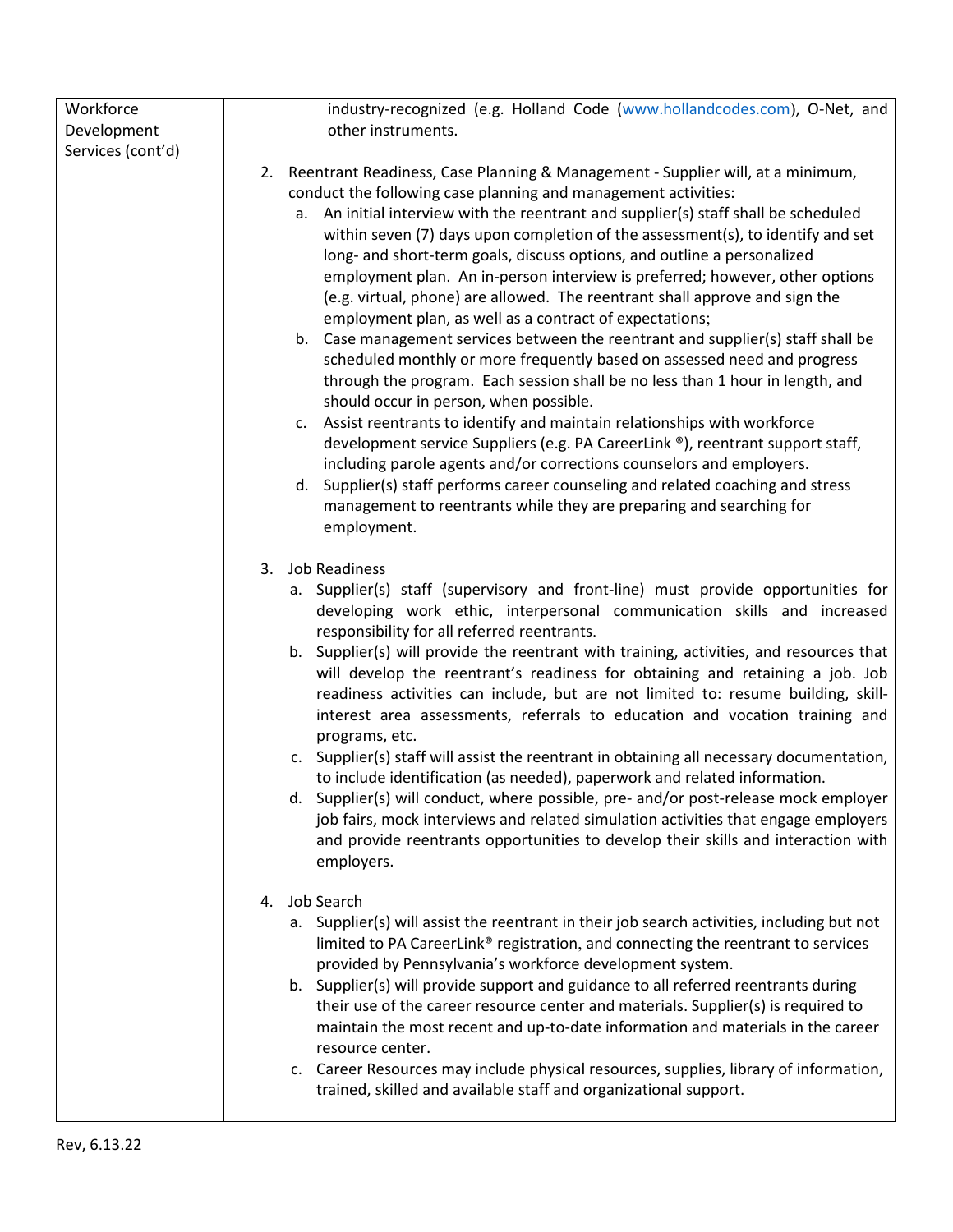| Workforce Development Services (cont'd) | industry-recognized (e.g. Holland Code (www.hollandcodes.com), O-Net, and other instruments.<br><br>2. Reentrant Readiness, Case Planning & Management - Supplier will, at a minimum, conduct the following case planning and management activities:<br>a. An initial interview with the reentrant and supplier(s) staff shall be scheduled within seven (7) days upon completion of the assessment(s), to identify and set long- and short-term goals, discuss options, and outline a personalized employment plan. An in-person interview is preferred; however, other options (e.g. virtual, phone) are allowed. The reentrant shall approve and sign the employment plan, as well as a contract of expectations;<br>b. Case management services between the reentrant and supplier(s) staff shall be scheduled monthly or more frequently based on assessed need and progress through the program. Each session shall be no less than 1 hour in length, and should occur in person, when possible.<br>c. Assist reentrants to identify and maintain relationships with workforce development service Suppliers (e.g. PA CareerLink ®), reentrant support staff, including parole agents and/or corrections counselors and employers.<br>d. Supplier(s) staff performs career counseling and related coaching and stress management to reentrants while they are preparing and searching for employment.<br><br>3. Job Readiness<br>a. Supplier(s) staff (supervisory and front-line) must provide opportunities for developing work ethic, interpersonal communication skills and increased responsibility for all referred reentrants.<br>b. Supplier(s) will provide the reentrant with training, activities, and resources that will develop the reentrant's readiness for obtaining and retaining a job. Job readiness activities can include, but are not limited to: resume building, skill-interest area assessments, referrals to education and vocation training and programs, etc.<br>c. Supplier(s) staff will assist the reentrant in obtaining all necessary documentation, to include identification (as needed), paperwork and related information.<br>d. Supplier(s) will conduct, where possible, pre- and/or post-release mock employer job fairs, mock interviews and related simulation activities that engage employers and provide reentrants opportunities to develop their skills and interaction with employers.<br><br>4. Job Search<br>a. Supplier(s) will assist the reentrant in their job search activities, including but not limited to PA CareerLink® registration, and connecting the reentrant to services provided by Pennsylvania's workforce development system.<br>b. Supplier(s) will provide support and guidance to all referred reentrants during their use of the career resource center and materials. Supplier(s) is required to maintain the most recent and up-to-date information and materials in the career resource center.<br>c. Career Resources may include physical resources, supplies, library of information, trained, skilled and available staff and organizational support. |
|---|---|

Rev, 6.13.22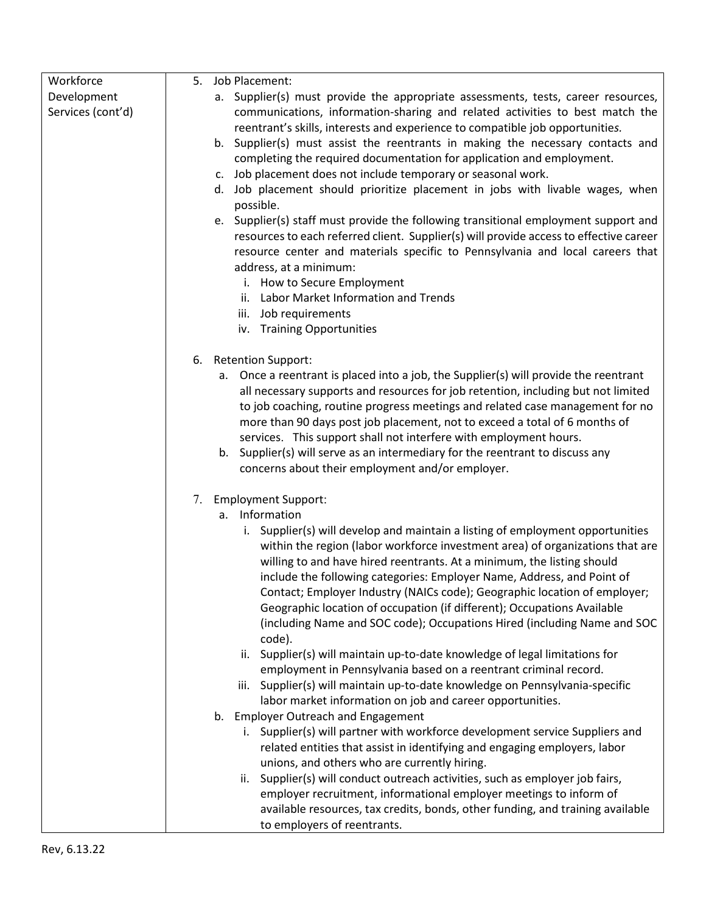| Workforce Development Services (cont'd) | 5. Job Placement:<br>a. Supplier(s) must provide the appropriate assessments, tests, career resources, communications, information-sharing and related activities to best match the reentrant's skills, interests and experience to compatible job opportunities.<br>b. Supplier(s) must assist the reentrants in making the necessary contacts and completing the required documentation for application and employment.<br>c. Job placement does not include temporary or seasonal work.<br>d. Job placement should prioritize placement in jobs with livable wages, when possible.<br>e. Supplier(s) staff must provide the following transitional employment support and resources to each referred client. Supplier(s) will provide access to effective career resource center and materials specific to Pennsylvania and local careers that address, at a minimum:<br>i. How to Secure Employment<br>ii. Labor Market Information and Trends<br>iii. Job requirements<br>iv. Training Opportunities<br><br>6. Retention Support:<br>a. Once a reentrant is placed into a job, the Supplier(s) will provide the reentrant all necessary supports and resources for job retention, including but not limited to job coaching, routine progress meetings and related case management for no more than 90 days post job placement, not to exceed a total of 6 months of services. This support shall not interfere with employment hours.<br>b. Supplier(s) will serve as an intermediary for the reentrant to discuss any concerns about their employment and/or employer.<br><br>7. Employment Support:<br>a. Information<br>i. Supplier(s) will develop and maintain a listing of employment opportunities within the region (labor workforce investment area) of organizations that are willing to and have hired reentrants. At a minimum, the listing should include the following categories: Employer Name, Address, and Point of Contact; Employer Industry (NAICs code); Geographic location of employer; Geographic location of occupation (if different); Occupations Available (including Name and SOC code); Occupations Hired (including Name and SOC code).<br>ii. Supplier(s) will maintain up-to-date knowledge of legal limitations for employment in Pennsylvania based on a reentrant criminal record.<br>iii. Supplier(s) will maintain up-to-date knowledge on Pennsylvania-specific labor market information on job and career opportunities.<br>b. Employer Outreach and Engagement<br>i. Supplier(s) will partner with workforce development service Suppliers and related entities that assist in identifying and engaging employers, labor unions, and others who are currently hiring.<br>ii. Supplier(s) will conduct outreach activities, such as employer job fairs, employer recruitment, informational employer meetings to inform of available resources, tax credits, bonds, other funding, and training available to employers of reentrants. |
|---|---|

Rev, 6.13.22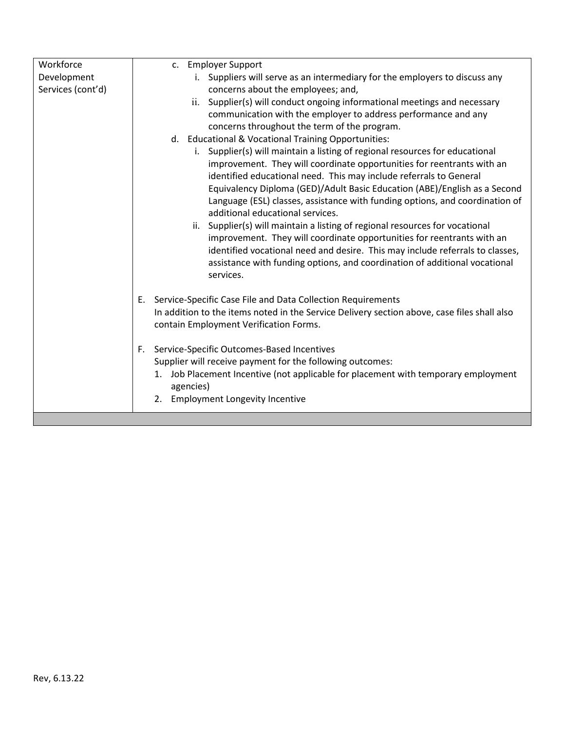| Workforce Development Services (cont'd) | c. Employer Support<br>i. Suppliers will serve as an intermediary for the employers to discuss any concerns about the employees; and,<br>ii. Supplier(s) will conduct ongoing informational meetings and necessary communication with the employer to address performance and any concerns throughout the term of the program.<br>d. Educational & Vocational Training Opportunities:<br>i. Supplier(s) will maintain a listing of regional resources for educational improvement. They will coordinate opportunities for reentrants with an identified educational need. This may include referrals to General Equivalency Diploma (GED)/Adult Basic Education (ABE)/English as a Second Language (ESL) classes, assistance with funding options, and coordination of additional educational services.<br>ii. Supplier(s) will maintain a listing of regional resources for vocational improvement. They will coordinate opportunities for reentrants with an identified vocational need and desire. This may include referrals to classes, assistance with funding options, and coordination of additional vocational services.<br><br>E. Service-Specific Case File and Data Collection Requirements<br>In addition to the items noted in the Service Delivery section above, case files shall also contain Employment Verification Forms.<br><br>F. Service-Specific Outcomes-Based Incentives<br>Supplier will receive payment for the following outcomes:<br>1. Job Placement Incentive (not applicable for placement with temporary employment agencies)<br>2. Employment Longevity Incentive |
|---|---|

Rev, 6.13.22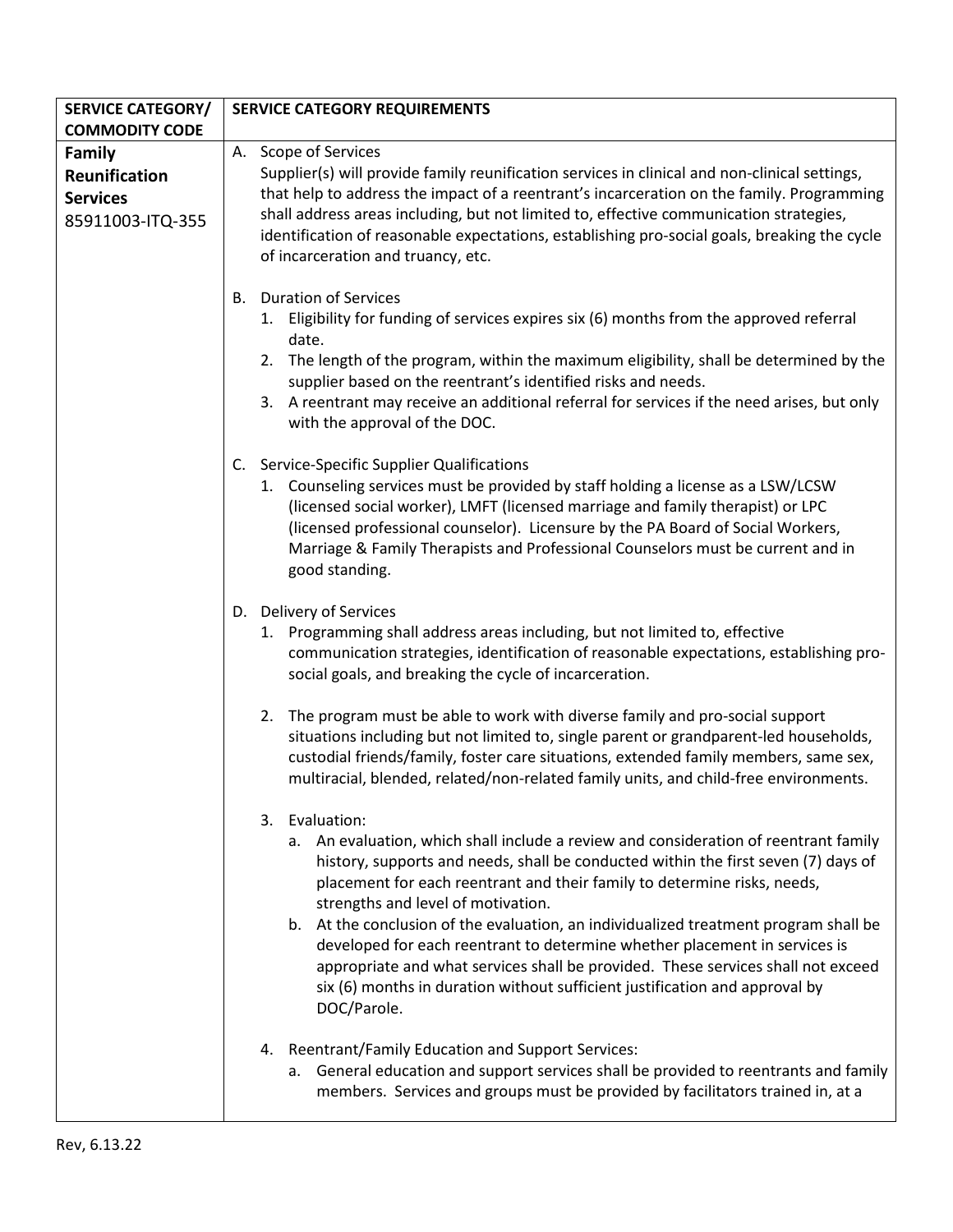| SERVICE CATEGORY/ COMMODITY CODE | SERVICE CATEGORY REQUIREMENTS |
|---|---|
| **Family Reunification Services** 85911003-ITQ-355 | A. Scope of Services<br>Supplier(s) will provide family reunification services in clinical and non-clinical settings, that help to address the impact of a reentrant's incarceration on the family. Programming shall address areas including, but not limited to, effective communication strategies, identification of reasonable expectations, establishing pro-social goals, breaking the cycle of incarceration and truancy, etc.<br><br>B. Duration of Services<br>1. Eligibility for funding of services expires six (6) months from the approved referral date.<br>2. The length of the program, within the maximum eligibility, shall be determined by the supplier based on the reentrant's identified risks and needs.<br>3. A reentrant may receive an additional referral for services if the need arises, but only with the approval of the DOC.<br><br>C. Service-Specific Supplier Qualifications<br>1. Counseling services must be provided by staff holding a license as a LSW/LCSW (licensed social worker), LMFT (licensed marriage and family therapist) or LPC (licensed professional counselor). Licensure by the PA Board of Social Workers, Marriage & Family Therapists and Professional Counselors must be current and in good standing.<br><br>D. Delivery of Services<br>1. Programming shall address areas including, but not limited to, effective communication strategies, identification of reasonable expectations, establishing pro-social goals, and breaking the cycle of incarceration.<br><br>2. The program must be able to work with diverse family and pro-social support situations including but not limited to, single parent or grandparent-led households, custodial friends/family, foster care situations, extended family members, same sex, multiracial, blended, related/non-related family units, and child-free environments.<br><br>3. Evaluation:<br>a. An evaluation, which shall include a review and consideration of reentrant family history, supports and needs, shall be conducted within the first seven (7) days of placement for each reentrant and their family to determine risks, needs, strengths and level of motivation.<br>b. At the conclusion of the evaluation, an individualized treatment program shall be developed for each reentrant to determine whether placement in services is appropriate and what services shall be provided. These services shall not exceed six (6) months in duration without sufficient justification and approval by DOC/Parole.<br><br>4. Reentrant/Family Education and Support Services:<br>a. General education and support services shall be provided to reentrants and family members. Services and groups must be provided by facilitators trained in, at a |

Rev, 6.13.22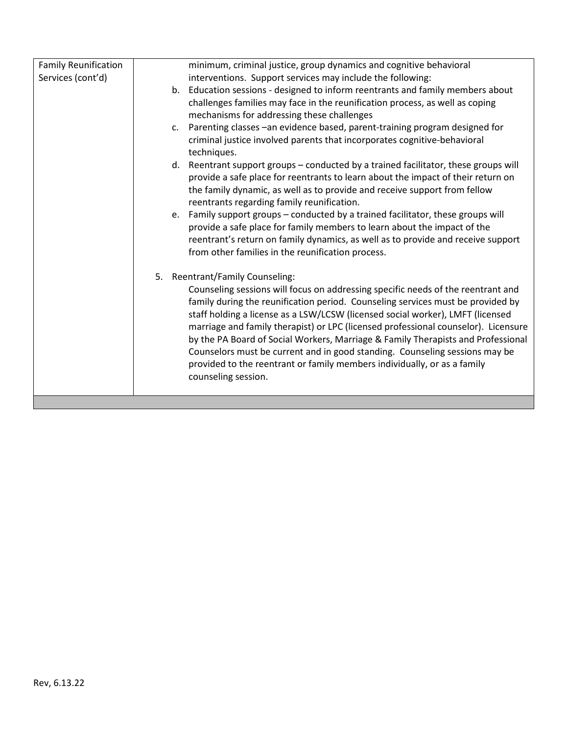| | |
|---|---|
| Family Reunification Services (cont'd) | minimum, criminal justice, group dynamics and cognitive behavioral interventions. Support services may include the following:<br>b. Education sessions - designed to inform reentrants and family members about challenges families may face in the reunification process, as well as coping mechanisms for addressing these challenges<br>c. Parenting classes –an evidence based, parent-training program designed for criminal justice involved parents that incorporates cognitive-behavioral techniques.<br>d. Reentrant support groups – conducted by a trained facilitator, these groups will provide a safe place for reentrants to learn about the impact of their return on the family dynamic, as well as to provide and receive support from fellow reentrants regarding family reunification.<br>e. Family support groups – conducted by a trained facilitator, these groups will provide a safe place for family members to learn about the impact of the reentrant's return on family dynamics, as well as to provide and receive support from other families in the reunification process.<br><br>5. Reentrant/Family Counseling:<br>Counseling sessions will focus on addressing specific needs of the reentrant and family during the reunification period. Counseling services must be provided by staff holding a license as a LSW/LCSW (licensed social worker), LMFT (licensed marriage and family therapist) or LPC (licensed professional counselor). Licensure by the PA Board of Social Workers, Marriage & Family Therapists and Professional Counselors must be current and in good standing. Counseling sessions may be provided to the reentrant or family members individually, or as a family counseling session. |
| | |

Rev, 6.13.22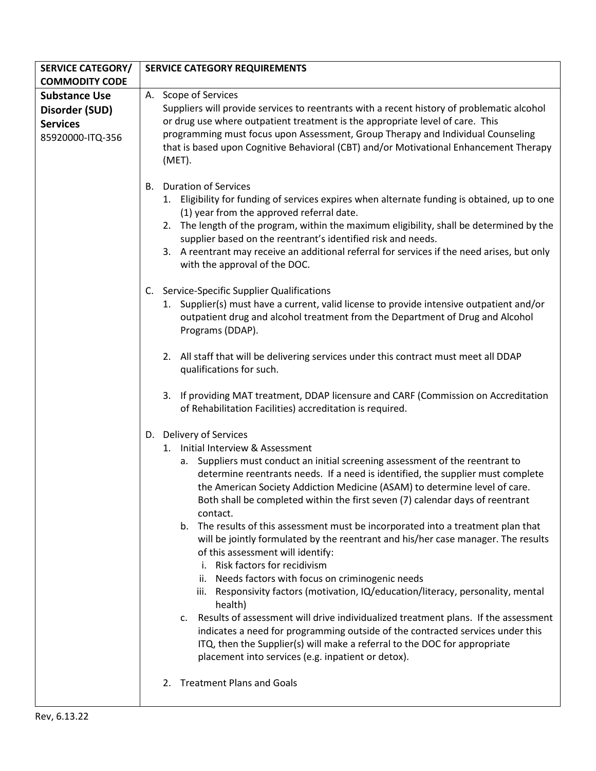| SERVICE CATEGORY/ COMMODITY CODE | SERVICE CATEGORY REQUIREMENTS |
|---|---|
| **Substance Use Disorder (SUD) Services** 85920000-ITQ-356 | A. Scope of Services<br>Suppliers will provide services to reentrants with a recent history of problematic alcohol or drug use where outpatient treatment is the appropriate level of care. This programming must focus upon Assessment, Group Therapy and Individual Counseling that is based upon Cognitive Behavioral (CBT) and/or Motivational Enhancement Therapy (MET).<br><br>B. Duration of Services<br>1. Eligibility for funding of services expires when alternate funding is obtained, up to one (1) year from the approved referral date.<br>2. The length of the program, within the maximum eligibility, shall be determined by the supplier based on the reentrant's identified risk and needs.<br>3. A reentrant may receive an additional referral for services if the need arises, but only with the approval of the DOC.<br><br>C. Service-Specific Supplier Qualifications<br>1. Supplier(s) must have a current, valid license to provide intensive outpatient and/or outpatient drug and alcohol treatment from the Department of Drug and Alcohol Programs (DDAP).<br>2. All staff that will be delivering services under this contract must meet all DDAP qualifications for such.<br>3. If providing MAT treatment, DDAP licensure and CARF (Commission on Accreditation of Rehabilitation Facilities) accreditation is required.<br><br>D. Delivery of Services<br>1. Initial Interview & Assessment<br>a. Suppliers must conduct an initial screening assessment of the reentrant to determine reentrants needs. If a need is identified, the supplier must complete the American Society Addiction Medicine (ASAM) to determine level of care. Both shall be completed within the first seven (7) calendar days of reentrant contact.<br>b. The results of this assessment must be incorporated into a treatment plan that will be jointly formulated by the reentrant and his/her case manager. The results of this assessment will identify:<br>i. Risk factors for recidivism<br>ii. Needs factors with focus on criminogenic needs<br>iii. Responsivity factors (motivation, IQ/education/literacy, personality, mental health)<br>c. Results of assessment will drive individualized treatment plans. If the assessment indicates a need for programming outside of the contracted services under this ITQ, then the Supplier(s) will make a referral to the DOC for appropriate placement into services (e.g. inpatient or detox).<br><br>2. Treatment Plans and Goals |

Rev, 6.13.22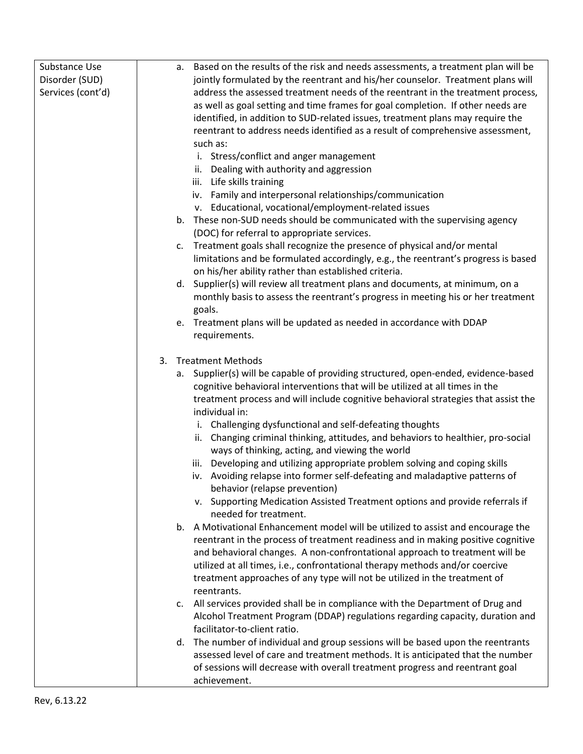| Substance Use Disorder (SUD) Services (cont'd) | a. Based on the results of the risk and needs assessments, a treatment plan will be jointly formulated by the reentrant and his/her counselor. Treatment plans will address the assessed treatment needs of the reentrant in the treatment process, as well as goal setting and time frames for goal completion. If other needs are identified, in addition to SUD-related issues, treatment plans may require the reentrant to address needs identified as a result of comprehensive assessment, such as:<br>i. Stress/conflict and anger management<br>ii. Dealing with authority and aggression<br>iii. Life skills training<br>iv. Family and interpersonal relationships/communication<br>v. Educational, vocational/employment-related issues<br>b. These non-SUD needs should be communicated with the supervising agency (DOC) for referral to appropriate services.<br>c. Treatment goals shall recognize the presence of physical and/or mental limitations and be formulated accordingly, e.g., the reentrant's progress is based on his/her ability rather than established criteria.<br>d. Supplier(s) will review all treatment plans and documents, at minimum, on a monthly basis to assess the reentrant's progress in meeting his or her treatment goals.<br>e. Treatment plans will be updated as needed in accordance with DDAP requirements.<br><br>3. Treatment Methods<br>a. Supplier(s) will be capable of providing structured, open-ended, evidence-based cognitive behavioral interventions that will be utilized at all times in the treatment process and will include cognitive behavioral strategies that assist the individual in:<br>i. Challenging dysfunctional and self-defeating thoughts<br>ii. Changing criminal thinking, attitudes, and behaviors to healthier, pro-social ways of thinking, acting, and viewing the world<br>iii. Developing and utilizing appropriate problem solving and coping skills<br>iv. Avoiding relapse into former self-defeating and maladaptive patterns of behavior (relapse prevention)<br>v. Supporting Medication Assisted Treatment options and provide referrals if needed for treatment.<br>b. A Motivational Enhancement model will be utilized to assist and encourage the reentrant in the process of treatment readiness and in making positive cognitive and behavioral changes. A non-confrontational approach to treatment will be utilized at all times, i.e., confrontational therapy methods and/or coercive treatment approaches of any type will not be utilized in the treatment of reentrants.<br>c. All services provided shall be in compliance with the Department of Drug and Alcohol Treatment Program (DDAP) regulations regarding capacity, duration and facilitator-to-client ratio.<br>d. The number of individual and group sessions will be based upon the reentrants assessed level of care and treatment methods. It is anticipated that the number of sessions will decrease with overall treatment progress and reentrant goal achievement. |
|---|---|

Rev, 6.13.22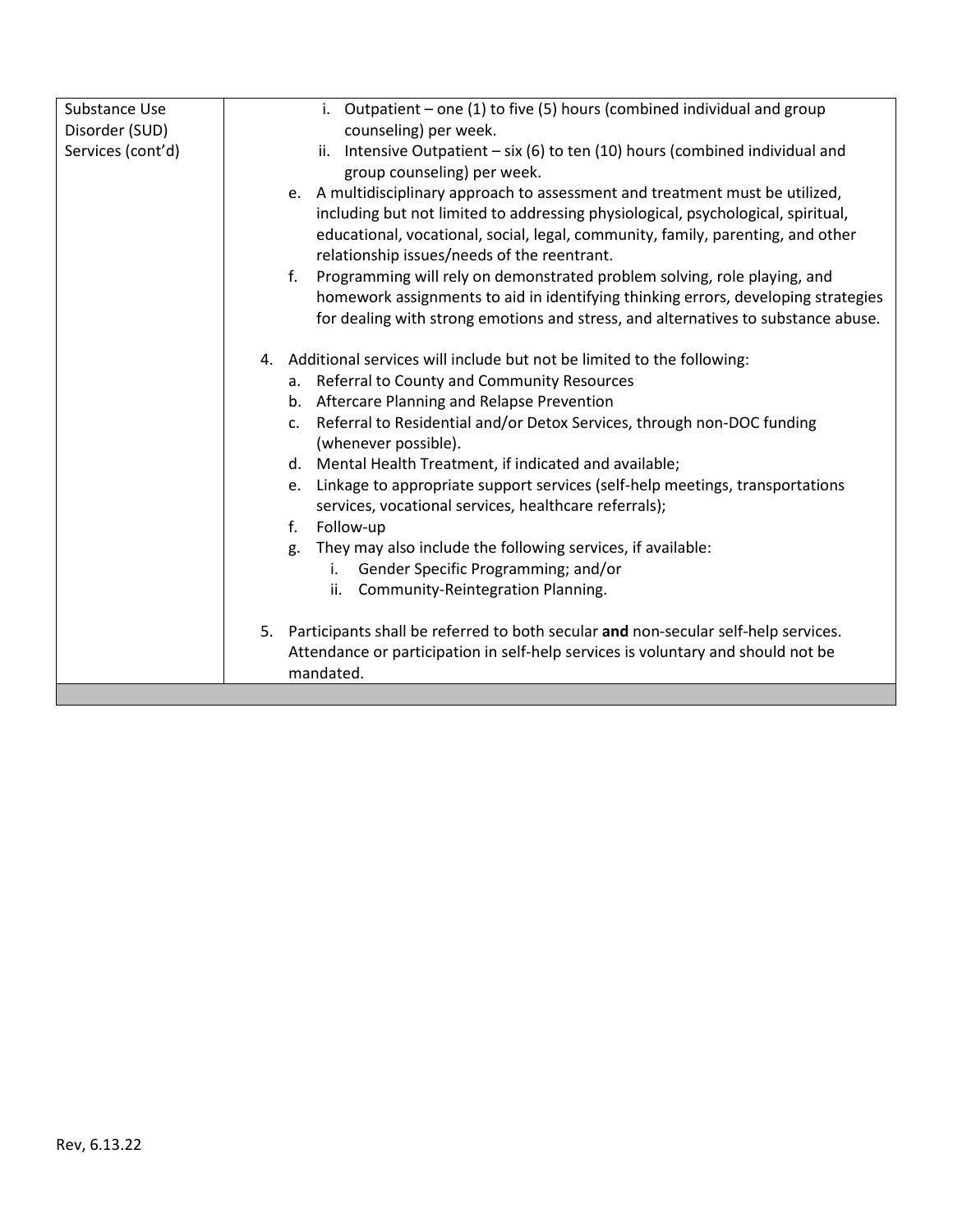| Substance Use Disorder (SUD) Services (cont'd) | i. Outpatient – one (1) to five (5) hours (combined individual and group counseling) per week.<br>ii. Intensive Outpatient – six (6) to ten (10) hours (combined individual and group counseling) per week.<br>e. A multidisciplinary approach to assessment and treatment must be utilized, including but not limited to addressing physiological, psychological, spiritual, educational, vocational, social, legal, community, family, parenting, and other relationship issues/needs of the reentrant.<br>f. Programming will rely on demonstrated problem solving, role playing, and homework assignments to aid in identifying thinking errors, developing strategies for dealing with strong emotions and stress, and alternatives to substance abuse.<br><br>4. Additional services will include but not be limited to the following:<br>a. Referral to County and Community Resources<br>b. Aftercare Planning and Relapse Prevention<br>c. Referral to Residential and/or Detox Services, through non-DOC funding (whenever possible).<br>d. Mental Health Treatment, if indicated and available;<br>e. Linkage to appropriate support services (self-help meetings, transportations services, vocational services, healthcare referrals);<br>f. Follow-up<br>g. They may also include the following services, if available:<br>i. Gender Specific Programming; and/or<br>ii. Community-Reintegration Planning.<br><br>5. Participants shall be referred to both secular **and** non-secular self-help services. Attendance or participation in self-help services is voluntary and should not be mandated. |
|---|---|
| | |

Rev, 6.13.22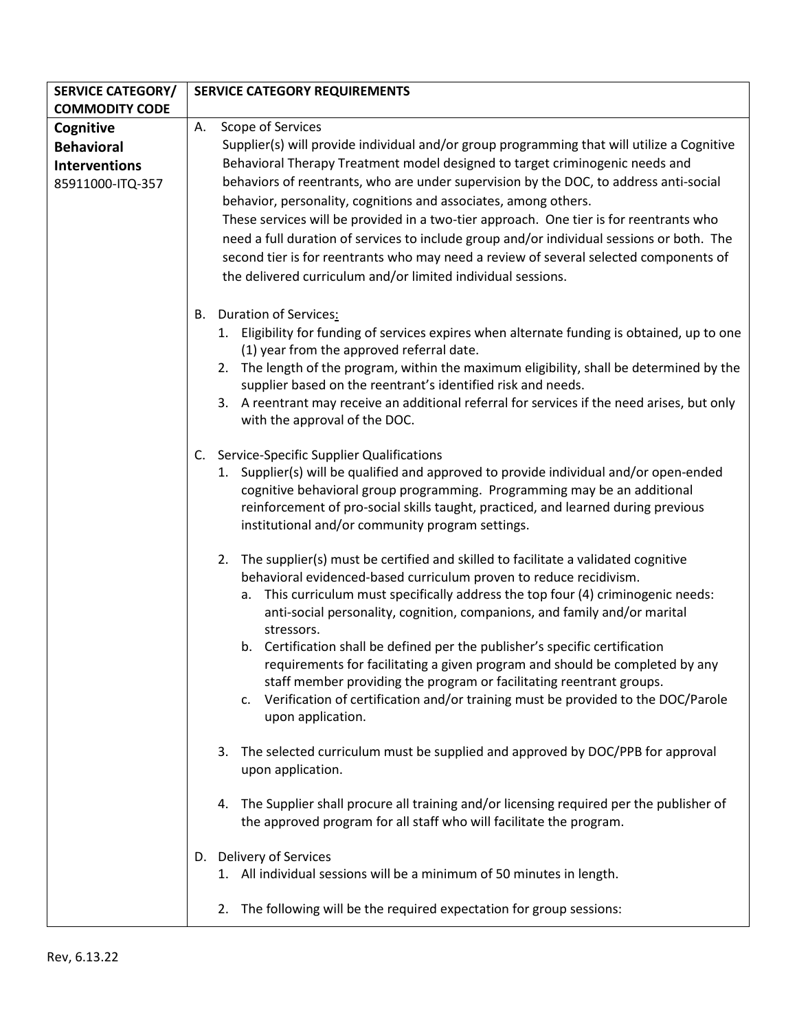| SERVICE CATEGORY/ COMMODITY CODE | SERVICE CATEGORY REQUIREMENTS |
|---|---|
| **Cognitive Behavioral Interventions** 85911000-ITQ-357 | A. Scope of Services<br>Supplier(s) will provide individual and/or group programming that will utilize a Cognitive Behavioral Therapy Treatment model designed to target criminogenic needs and behaviors of reentrants, who are under supervision by the DOC, to address anti-social behavior, personality, cognitions and associates, among others.<br>These services will be provided in a two-tier approach. One tier is for reentrants who need a full duration of services to include group and/or individual sessions or both. The second tier is for reentrants who may need a review of several selected components of the delivered curriculum and/or limited individual sessions.<br><br>B. Duration of Services:<br>1. Eligibility for funding of services expires when alternate funding is obtained, up to one (1) year from the approved referral date.<br>2. The length of the program, within the maximum eligibility, shall be determined by the supplier based on the reentrant's identified risk and needs.<br>3. A reentrant may receive an additional referral for services if the need arises, but only with the approval of the DOC.<br><br>C. Service-Specific Supplier Qualifications<br>1. Supplier(s) will be qualified and approved to provide individual and/or open-ended cognitive behavioral group programming. Programming may be an additional reinforcement of pro-social skills taught, practiced, and learned during previous institutional and/or community program settings.<br><br>2. The supplier(s) must be certified and skilled to facilitate a validated cognitive behavioral evidenced-based curriculum proven to reduce recidivism.<br>a. This curriculum must specifically address the top four (4) criminogenic needs: anti-social personality, cognition, companions, and family and/or marital stressors.<br>b. Certification shall be defined per the publisher's specific certification requirements for facilitating a given program and should be completed by any staff member providing the program or facilitating reentrant groups.<br>c. Verification of certification and/or training must be provided to the DOC/Parole upon application.<br><br>3. The selected curriculum must be supplied and approved by DOC/PPB for approval upon application.<br><br>4. The Supplier shall procure all training and/or licensing required per the publisher of the approved program for all staff who will facilitate the program.<br><br>D. Delivery of Services<br>1. All individual sessions will be a minimum of 50 minutes in length.<br><br>2. The following will be the required expectation for group sessions: |

Rev, 6.13.22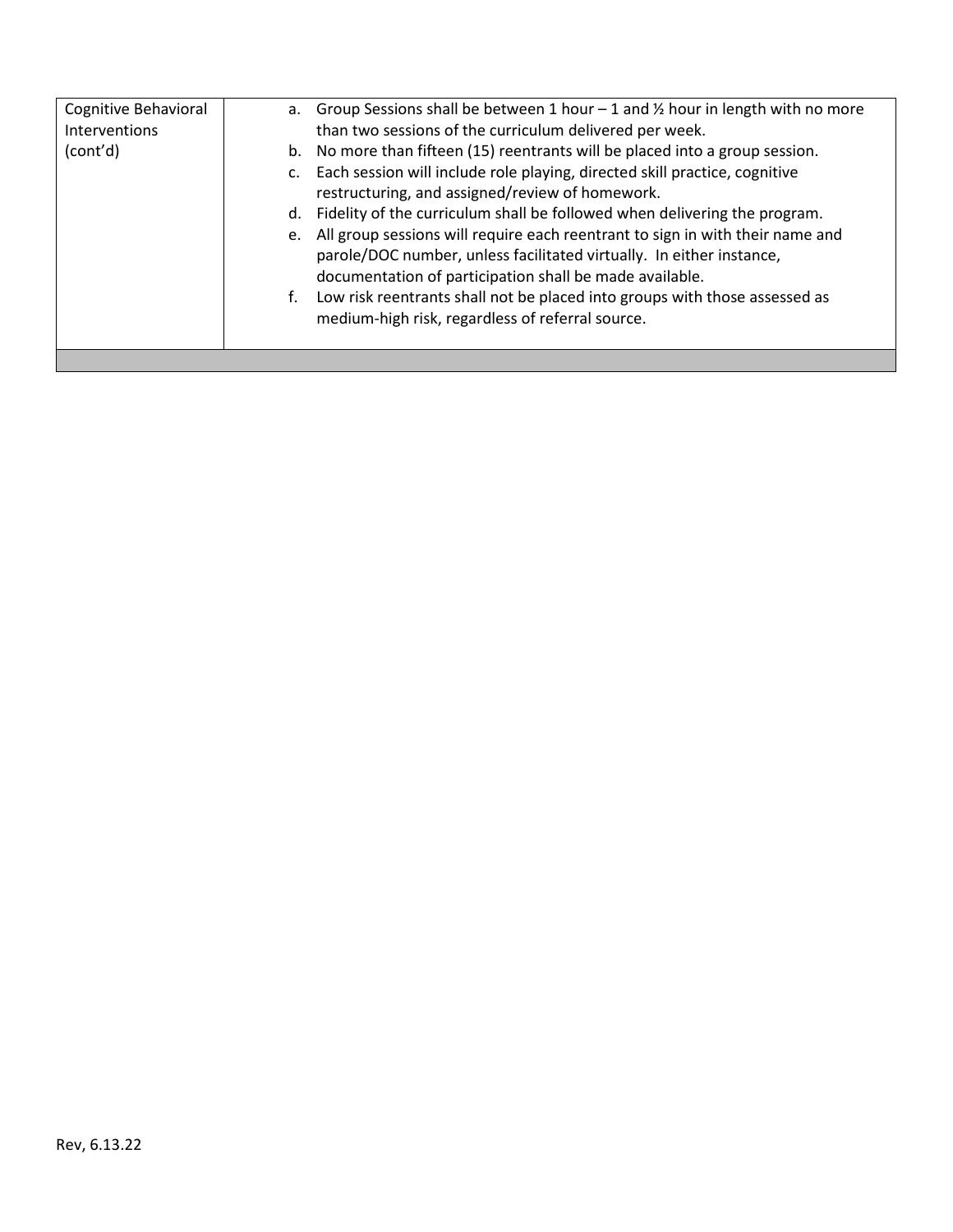| Cognitive Behavioral Interventions (cont'd) | a. Group Sessions shall be between 1 hour – 1 and ½ hour in length with no more than two sessions of the curriculum delivered per week.<br>b. No more than fifteen (15) reentrants will be placed into a group session.<br>c. Each session will include role playing, directed skill practice, cognitive restructuring, and assigned/review of homework.<br>d. Fidelity of the curriculum shall be followed when delivering the program.<br>e. All group sessions will require each reentrant to sign in with their name and parole/DOC number, unless facilitated virtually. In either instance, documentation of participation shall be made available.<br>f. Low risk reentrants shall not be placed into groups with those assessed as medium-high risk, regardless of referral source. |
|---|---|
| | |

Rev, 6.13.22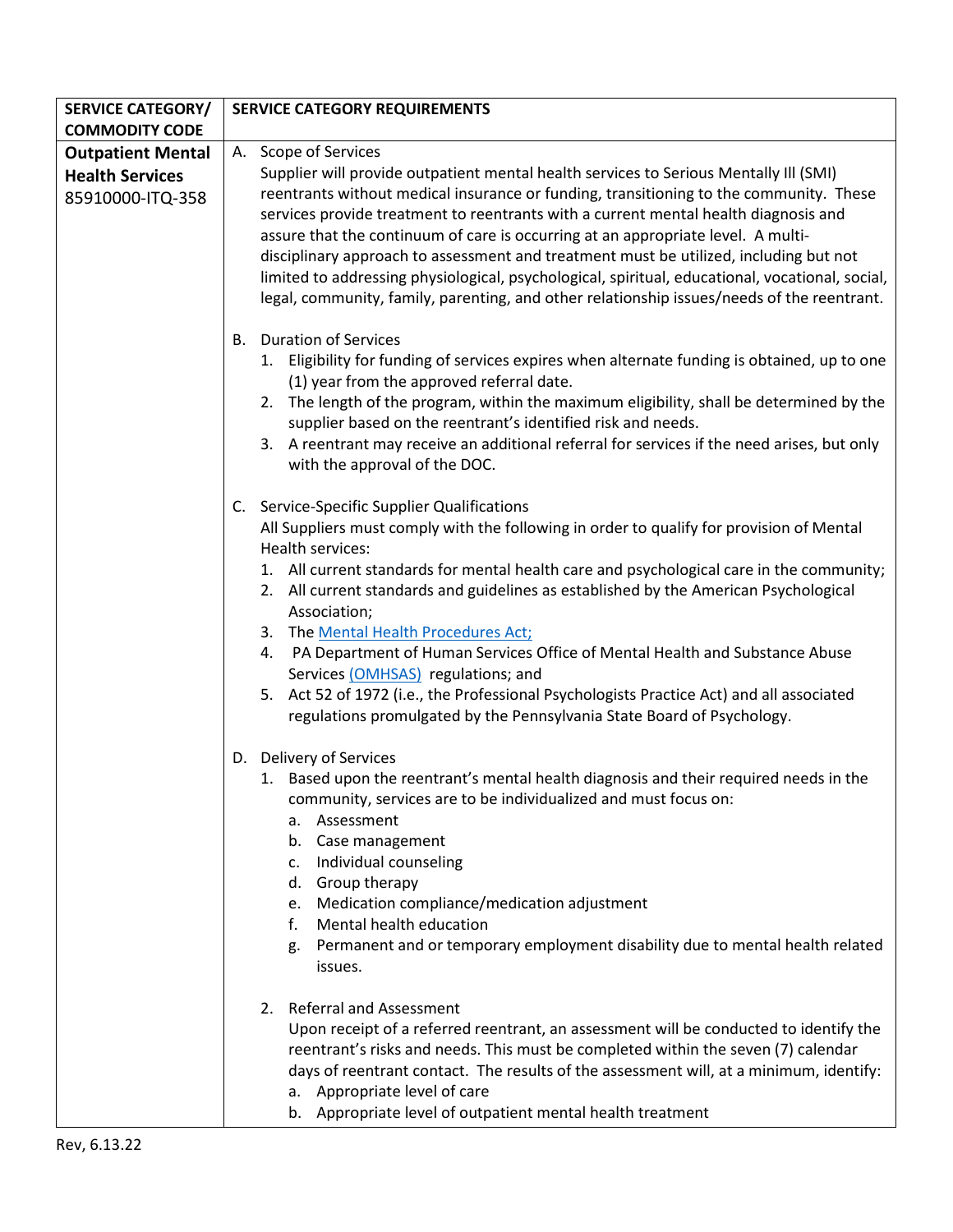| SERVICE CATEGORY/ COMMODITY CODE | SERVICE CATEGORY REQUIREMENTS |
|---|---|
| **Outpatient Mental Health Services** 85910000-ITQ-358 | A. Scope of Services<br>Supplier will provide outpatient mental health services to Serious Mentally Ill (SMI) reentrants without medical insurance or funding, transitioning to the community. These services provide treatment to reentrants with a current mental health diagnosis and assure that the continuum of care is occurring at an appropriate level. A multi-disciplinary approach to assessment and treatment must be utilized, including but not limited to addressing physiological, psychological, spiritual, educational, vocational, social, legal, community, family, parenting, and other relationship issues/needs of the reentrant.<br><br>B. Duration of Services<br>1. Eligibility for funding of services expires when alternate funding is obtained, up to one (1) year from the approved referral date.<br>2. The length of the program, within the maximum eligibility, shall be determined by the supplier based on the reentrant's identified risk and needs.<br>3. A reentrant may receive an additional referral for services if the need arises, but only with the approval of the DOC.<br><br>C. Service-Specific Supplier Qualifications<br>All Suppliers must comply with the following in order to qualify for provision of Mental Health services:<br>1. All current standards for mental health care and psychological care in the community;<br>2. All current standards and guidelines as established by the American Psychological Association;<br>3. The Mental Health Procedures Act;<br>4. PA Department of Human Services Office of Mental Health and Substance Abuse Services (OMHSAS) regulations; and<br>5. Act 52 of 1972 (i.e., the Professional Psychologists Practice Act) and all associated regulations promulgated by the Pennsylvania State Board of Psychology.<br><br>D. Delivery of Services<br>1. Based upon the reentrant's mental health diagnosis and their required needs in the community, services are to be individualized and must focus on:<br>a. Assessment<br>b. Case management<br>c. Individual counseling<br>d. Group therapy<br>e. Medication compliance/medication adjustment<br>f. Mental health education<br>g. Permanent and or temporary employment disability due to mental health related issues.<br><br>2. Referral and Assessment<br>Upon receipt of a referred reentrant, an assessment will be conducted to identify the reentrant's risks and needs. This must be completed within the seven (7) calendar days of reentrant contact. The results of the assessment will, at a minimum, identify:<br>a. Appropriate level of care<br>b. Appropriate level of outpatient mental health treatment |

Rev, 6.13.22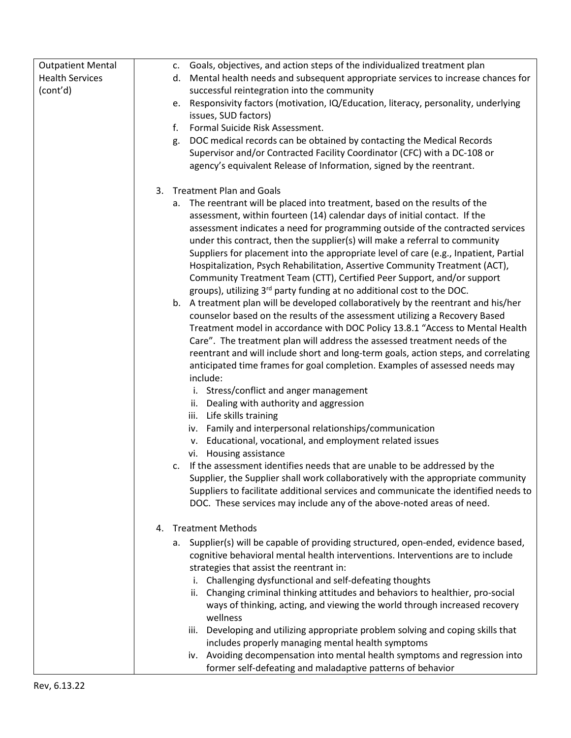| Outpatient Mental Health Services (cont'd) | c. Goals, objectives, and action steps of the individualized treatment plan<br>d. Mental health needs and subsequent appropriate services to increase chances for successful reintegration into the community<br>e. Responsivity factors (motivation, IQ/Education, literacy, personality, underlying issues, SUD factors)<br>f. Formal Suicide Risk Assessment.<br>g. DOC medical records can be obtained by contacting the Medical Records Supervisor and/or Contracted Facility Coordinator (CFC) with a DC-108 or agency's equivalent Release of Information, signed by the reentrant.<br><br>3. Treatment Plan and Goals<br>a. The reentrant will be placed into treatment, based on the results of the assessment, within fourteen (14) calendar days of initial contact. If the assessment indicates a need for programming outside of the contracted services under this contract, then the supplier(s) will make a referral to community Suppliers for placement into the appropriate level of care (e.g., Inpatient, Partial Hospitalization, Psych Rehabilitation, Assertive Community Treatment (ACT), Community Treatment Team (CTT), Certified Peer Support, and/or support groups), utilizing 3rd party funding at no additional cost to the DOC.<br>b. A treatment plan will be developed collaboratively by the reentrant and his/her counselor based on the results of the assessment utilizing a Recovery Based Treatment model in accordance with DOC Policy 13.8.1 "Access to Mental Health Care". The treatment plan will address the assessed treatment needs of the reentrant and will include short and long-term goals, action steps, and correlating anticipated time frames for goal completion. Examples of assessed needs may include:<br>i. Stress/conflict and anger management<br>ii. Dealing with authority and aggression<br>iii. Life skills training<br>iv. Family and interpersonal relationships/communication<br>v. Educational, vocational, and employment related issues<br>vi. Housing assistance<br>c. If the assessment identifies needs that are unable to be addressed by the Supplier, the Supplier shall work collaboratively with the appropriate community Suppliers to facilitate additional services and communicate the identified needs to DOC. These services may include any of the above-noted areas of need.<br><br>4. Treatment Methods<br>a. Supplier(s) will be capable of providing structured, open-ended, evidence based, cognitive behavioral mental health interventions. Interventions are to include strategies that assist the reentrant in:<br>i. Challenging dysfunctional and self-defeating thoughts<br>ii. Changing criminal thinking attitudes and behaviors to healthier, pro-social ways of thinking, acting, and viewing the world through increased recovery wellness<br>iii. Developing and utilizing appropriate problem solving and coping skills that includes properly managing mental health symptoms<br>iv. Avoiding decompensation into mental health symptoms and regression into former self-defeating and maladaptive patterns of behavior |
|---|---|

Rev, 6.13.22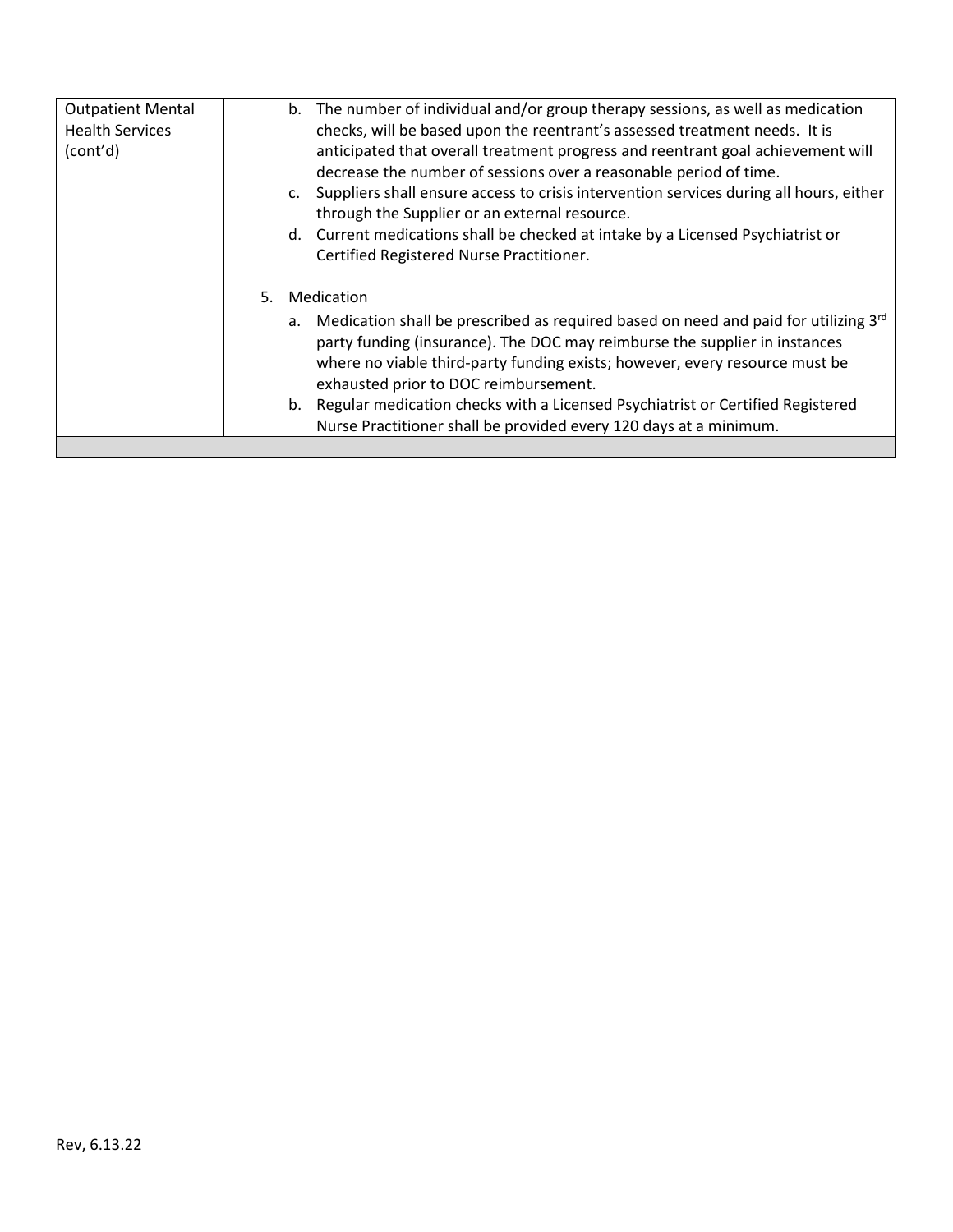| Outpatient Mental Health Services (cont'd) | b. The number of individual and/or group therapy sessions, as well as medication checks, will be based upon the reentrant's assessed treatment needs. It is anticipated that overall treatment progress and reentrant goal achievement will decrease the number of sessions over a reasonable period of time.<br>c. Suppliers shall ensure access to crisis intervention services during all hours, either through the Supplier or an external resource.<br>d. Current medications shall be checked at intake by a Licensed Psychiatrist or Certified Registered Nurse Practitioner.<br><br>5. Medication<br>a. Medication shall be prescribed as required based on need and paid for utilizing 3rd party funding (insurance). The DOC may reimburse the supplier in instances where no viable third-party funding exists; however, every resource must be exhausted prior to DOC reimbursement.<br>b. Regular medication checks with a Licensed Psychiatrist or Certified Registered Nurse Practitioner shall be provided every 120 days at a minimum. |
|---|---|
| | |

Rev, 6.13.22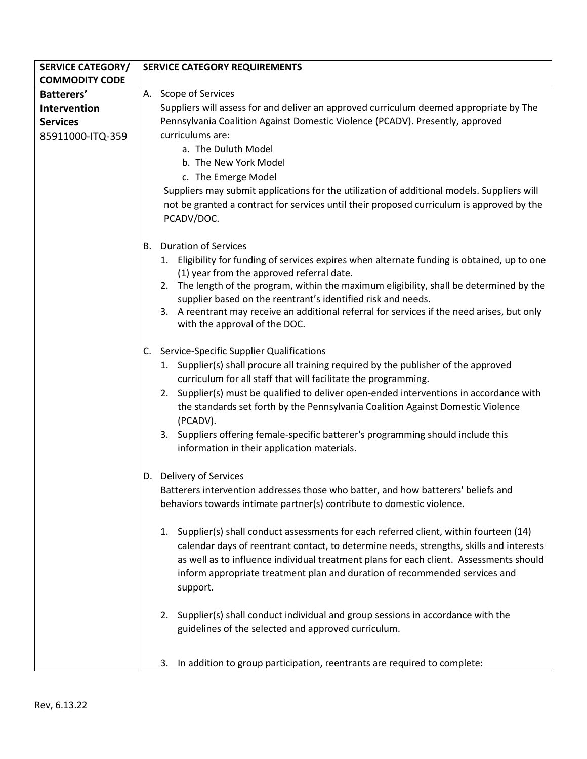| SERVICE CATEGORY/ COMMODITY CODE | SERVICE CATEGORY REQUIREMENTS |
|---|---|
| **Batterers' Intervention Services** 85911000-ITQ-359 | A. Scope of Services<br>Suppliers will assess for and deliver an approved curriculum deemed appropriate by The Pennsylvania Coalition Against Domestic Violence (PCADV). Presently, approved curriculums are:<br>a. The Duluth Model<br>b. The New York Model<br>c. The Emerge Model<br>Suppliers may submit applications for the utilization of additional models. Suppliers will not be granted a contract for services until their proposed curriculum is approved by the PCADV/DOC.<br><br>B. Duration of Services<br>1. Eligibility for funding of services expires when alternate funding is obtained, up to one (1) year from the approved referral date.<br>2. The length of the program, within the maximum eligibility, shall be determined by the supplier based on the reentrant's identified risk and needs.<br>3. A reentrant may receive an additional referral for services if the need arises, but only with the approval of the DOC.<br><br>C. Service-Specific Supplier Qualifications<br>1. Supplier(s) shall procure all training required by the publisher of the approved curriculum for all staff that will facilitate the programming.<br>2. Supplier(s) must be qualified to deliver open-ended interventions in accordance with the standards set forth by the Pennsylvania Coalition Against Domestic Violence (PCADV).<br>3. Suppliers offering female-specific batterer's programming should include this information in their application materials.<br><br>D. Delivery of Services<br>Batterers intervention addresses those who batter, and how batterers' beliefs and behaviors towards intimate partner(s) contribute to domestic violence.<br><br>1. Supplier(s) shall conduct assessments for each referred client, within fourteen (14) calendar days of reentrant contact, to determine needs, strengths, skills and interests as well as to influence individual treatment plans for each client. Assessments should inform appropriate treatment plan and duration of recommended services and support.<br><br>2. Supplier(s) shall conduct individual and group sessions in accordance with the guidelines of the selected and approved curriculum.<br><br>3. In addition to group participation, reentrants are required to complete: |

Rev, 6.13.22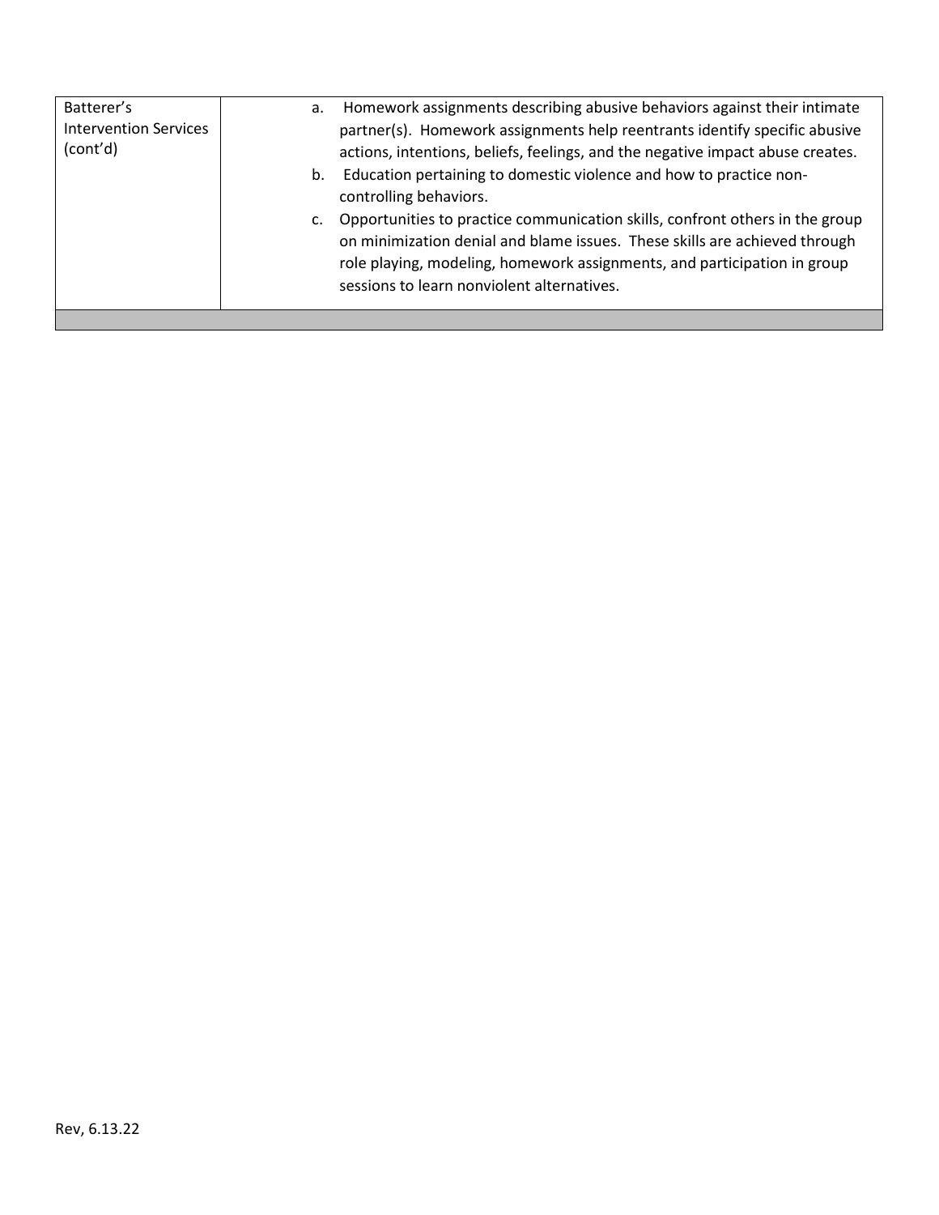| | |
|---|---|
| Batterer's Intervention Services (cont'd) | a. Homework assignments describing abusive behaviors against their intimate partner(s). Homework assignments help reentrants identify specific abusive actions, intentions, beliefs, feelings, and the negative impact abuse creates.<br>b. Education pertaining to domestic violence and how to practice non-controlling behaviors.<br>c. Opportunities to practice communication skills, confront others in the group on minimization denial and blame issues. These skills are achieved through role playing, modeling, homework assignments, and participation in group sessions to learn nonviolent alternatives. |
| | |

Rev, 6.13.22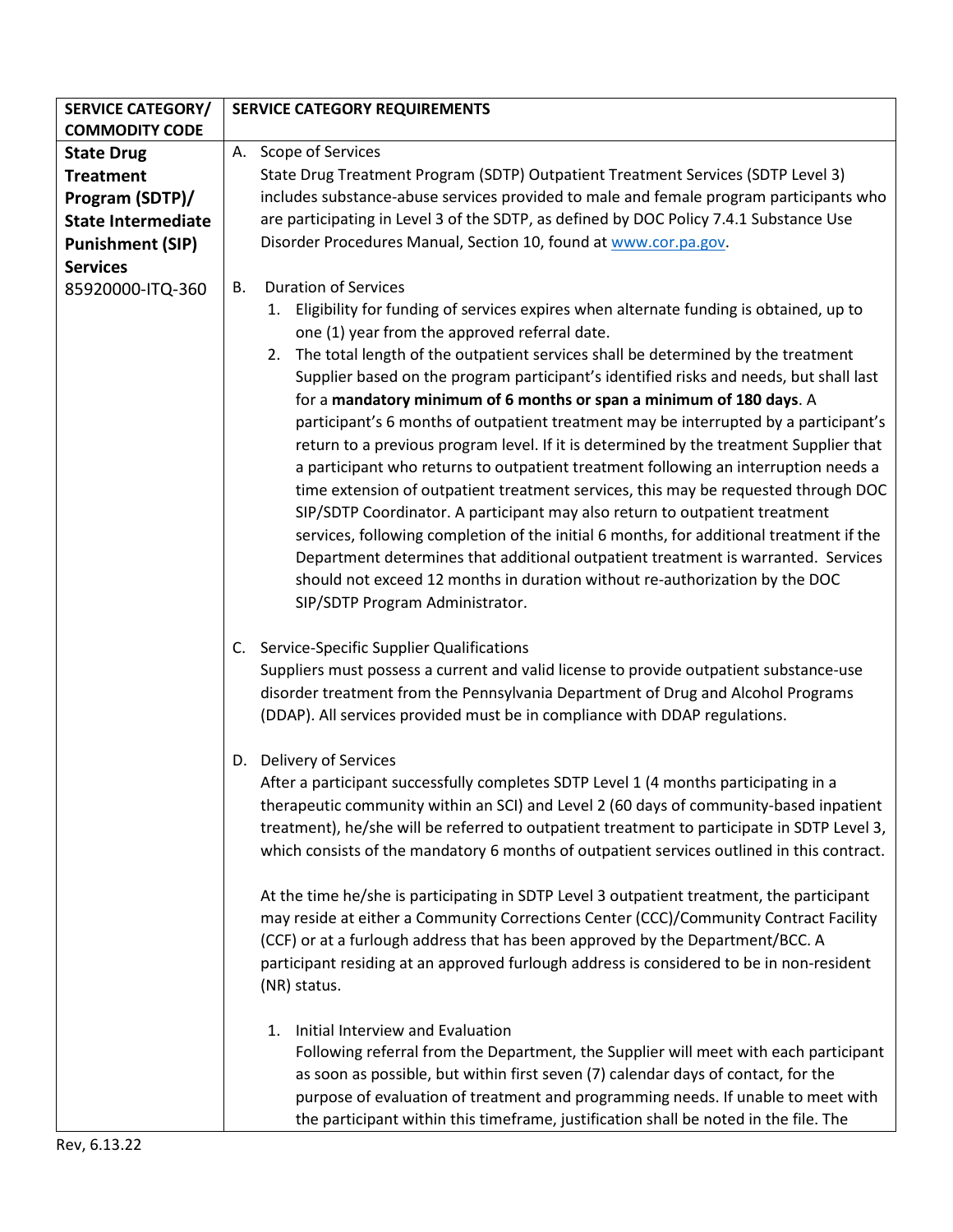| SERVICE CATEGORY/ COMMODITY CODE | SERVICE CATEGORY REQUIREMENTS |
|---|---|
| **State Drug Treatment Program (SDTP)/ State Intermediate Punishment (SIP) Services**<br>85920000-ITQ-360 | A. Scope of Services<br>State Drug Treatment Program (SDTP) Outpatient Treatment Services (SDTP Level 3) includes substance-abuse services provided to male and female program participants who are participating in Level 3 of the SDTP, as defined by DOC Policy 7.4.1 Substance Use Disorder Procedures Manual, Section 10, found at www.cor.pa.gov.<br><br>B. Duration of Services<br>1. Eligibility for funding of services expires when alternate funding is obtained, up to one (1) year from the approved referral date.<br>2. The total length of the outpatient services shall be determined by the treatment Supplier based on the program participant's identified risks and needs, but shall last for a **mandatory minimum of 6 months or span a minimum of 180 days**. A participant's 6 months of outpatient treatment may be interrupted by a participant's return to a previous program level. If it is determined by the treatment Supplier that a participant who returns to outpatient treatment following an interruption needs a time extension of outpatient treatment services, this may be requested through DOC SIP/SDTP Coordinator. A participant may also return to outpatient treatment services, following completion of the initial 6 months, for additional treatment if the Department determines that additional outpatient treatment is warranted. Services should not exceed 12 months in duration without re-authorization by the DOC SIP/SDTP Program Administrator.<br><br>C. Service-Specific Supplier Qualifications<br>Suppliers must possess a current and valid license to provide outpatient substance-use disorder treatment from the Pennsylvania Department of Drug and Alcohol Programs (DDAP). All services provided must be in compliance with DDAP regulations.<br><br>D. Delivery of Services<br>After a participant successfully completes SDTP Level 1 (4 months participating in a therapeutic community within an SCI) and Level 2 (60 days of community-based inpatient treatment), he/she will be referred to outpatient treatment to participate in SDTP Level 3, which consists of the mandatory 6 months of outpatient services outlined in this contract.<br><br>At the time he/she is participating in SDTP Level 3 outpatient treatment, the participant may reside at either a Community Corrections Center (CCC)/Community Contract Facility (CCF) or at a furlough address that has been approved by the Department/BCC. A participant residing at an approved furlough address is considered to be in non-resident (NR) status.<br><br>1. Initial Interview and Evaluation<br>Following referral from the Department, the Supplier will meet with each participant as soon as possible, but within first seven (7) calendar days of contact, for the purpose of evaluation of treatment and programming needs. If unable to meet with the participant within this timeframe, justification shall be noted in the file. The |

Rev, 6.13.22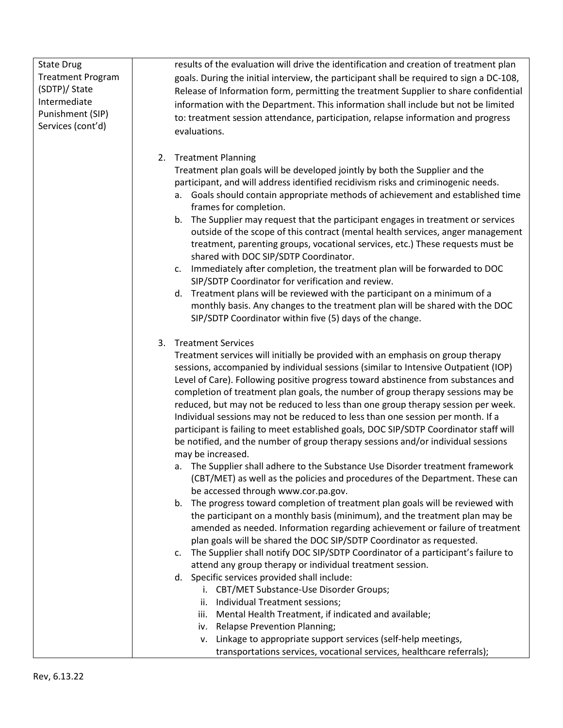| State Drug Treatment Program (SDTP)/ State Intermediate Punishment (SIP) Services (cont'd) | results of the evaluation will drive the identification and creation of treatment plan goals. During the initial interview, the participant shall be required to sign a DC-108, Release of Information form, permitting the treatment Supplier to share confidential information with the Department. This information shall include but not be limited to: treatment session attendance, participation, relapse information and progress evaluations.<br><br>2. Treatment Planning<br>Treatment plan goals will be developed jointly by both the Supplier and the participant, and will address identified recidivism risks and criminogenic needs.<br>a. Goals should contain appropriate methods of achievement and established time frames for completion.<br>b. The Supplier may request that the participant engages in treatment or services outside of the scope of this contract (mental health services, anger management treatment, parenting groups, vocational services, etc.) These requests must be shared with DOC SIP/SDTP Coordinator.<br>c. Immediately after completion, the treatment plan will be forwarded to DOC SIP/SDTP Coordinator for verification and review.<br>d. Treatment plans will be reviewed with the participant on a minimum of a monthly basis. Any changes to the treatment plan will be shared with the DOC SIP/SDTP Coordinator within five (5) days of the change.<br><br>3. Treatment Services<br>Treatment services will initially be provided with an emphasis on group therapy sessions, accompanied by individual sessions (similar to Intensive Outpatient (IOP) Level of Care). Following positive progress toward abstinence from substances and completion of treatment plan goals, the number of group therapy sessions may be reduced, but may not be reduced to less than one group therapy session per week. Individual sessions may not be reduced to less than one session per month. If a participant is failing to meet established goals, DOC SIP/SDTP Coordinator staff will be notified, and the number of group therapy sessions and/or individual sessions may be increased.<br>a. The Supplier shall adhere to the Substance Use Disorder treatment framework (CBT/MET) as well as the policies and procedures of the Department. These can be accessed through www.cor.pa.gov.<br>b. The progress toward completion of treatment plan goals will be reviewed with the participant on a monthly basis (minimum), and the treatment plan may be amended as needed. Information regarding achievement or failure of treatment plan goals will be shared the DOC SIP/SDTP Coordinator as requested.<br>c. The Supplier shall notify DOC SIP/SDTP Coordinator of a participant's failure to attend any group therapy or individual treatment session.<br>d. Specific services provided shall include:<br>i. CBT/MET Substance-Use Disorder Groups;<br>ii. Individual Treatment sessions;<br>iii. Mental Health Treatment, if indicated and available;<br>iv. Relapse Prevention Planning;<br>v. Linkage to appropriate support services (self-help meetings, transportations services, vocational services, healthcare referrals); |
|---|---|

Rev, 6.13.22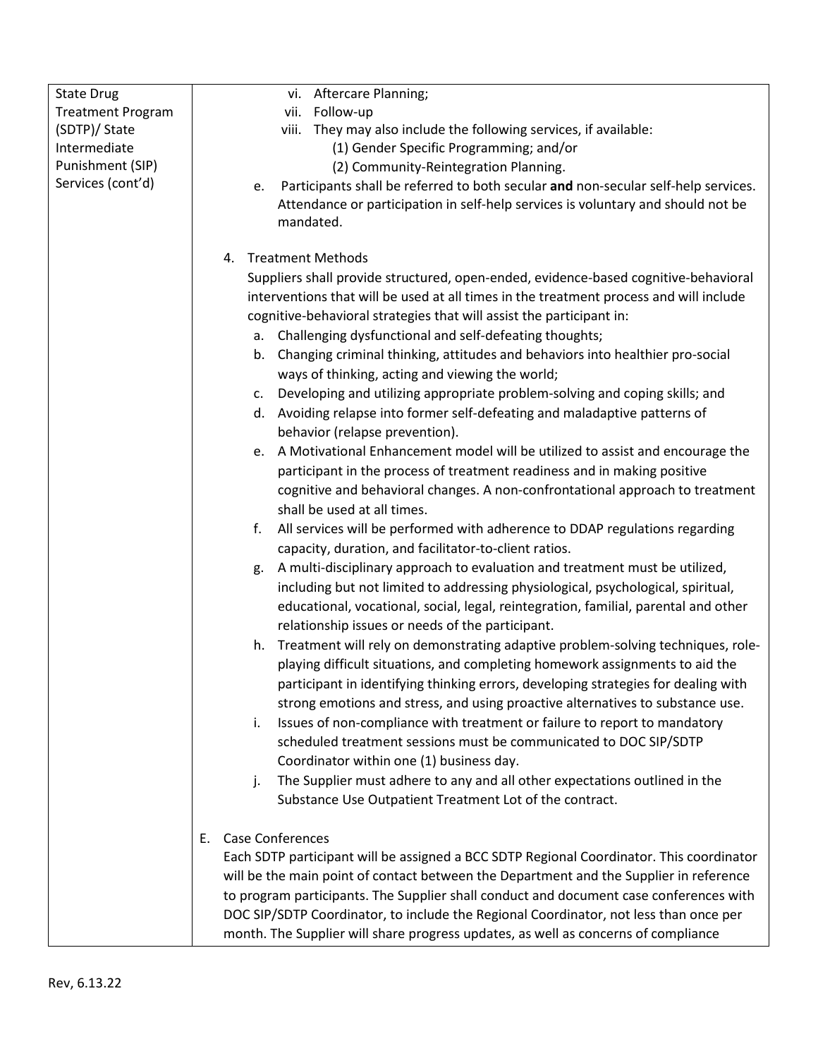| State Drug Treatment Program (SDTP)/ State Intermediate Punishment (SIP) Services (cont'd) | vi. Aftercare Planning;<br>vii. Follow-up<br>viii. They may also include the following services, if available:<br>(1) Gender Specific Programming; and/or<br>(2) Community-Reintegration Planning.<br>e. Participants shall be referred to both secular **and** non-secular self-help services. Attendance or participation in self-help services is voluntary and should not be mandated.<br><br>4. Treatment Methods<br>Suppliers shall provide structured, open-ended, evidence-based cognitive-behavioral interventions that will be used at all times in the treatment process and will include cognitive-behavioral strategies that will assist the participant in:<br>a. Challenging dysfunctional and self-defeating thoughts;<br>b. Changing criminal thinking, attitudes and behaviors into healthier pro-social ways of thinking, acting and viewing the world;<br>c. Developing and utilizing appropriate problem-solving and coping skills; and<br>d. Avoiding relapse into former self-defeating and maladaptive patterns of behavior (relapse prevention).<br>e. A Motivational Enhancement model will be utilized to assist and encourage the participant in the process of treatment readiness and in making positive cognitive and behavioral changes. A non-confrontational approach to treatment shall be used at all times.<br>f. All services will be performed with adherence to DDAP regulations regarding capacity, duration, and facilitator-to-client ratios.<br>g. A multi-disciplinary approach to evaluation and treatment must be utilized, including but not limited to addressing physiological, psychological, spiritual, educational, vocational, social, legal, reintegration, familial, parental and other relationship issues or needs of the participant.<br>h. Treatment will rely on demonstrating adaptive problem-solving techniques, role-playing difficult situations, and completing homework assignments to aid the participant in identifying thinking errors, developing strategies for dealing with strong emotions and stress, and using proactive alternatives to substance use.<br>i. Issues of non-compliance with treatment or failure to report to mandatory scheduled treatment sessions must be communicated to DOC SIP/SDTP Coordinator within one (1) business day.<br>j. The Supplier must adhere to any and all other expectations outlined in the Substance Use Outpatient Treatment Lot of the contract.<br><br>E. Case Conferences<br>Each SDTP participant will be assigned a BCC SDTP Regional Coordinator. This coordinator will be the main point of contact between the Department and the Supplier in reference to program participants. The Supplier shall conduct and document case conferences with DOC SIP/SDTP Coordinator, to include the Regional Coordinator, not less than once per month. The Supplier will share progress updates, as well as concerns of compliance |

Rev, 6.13.22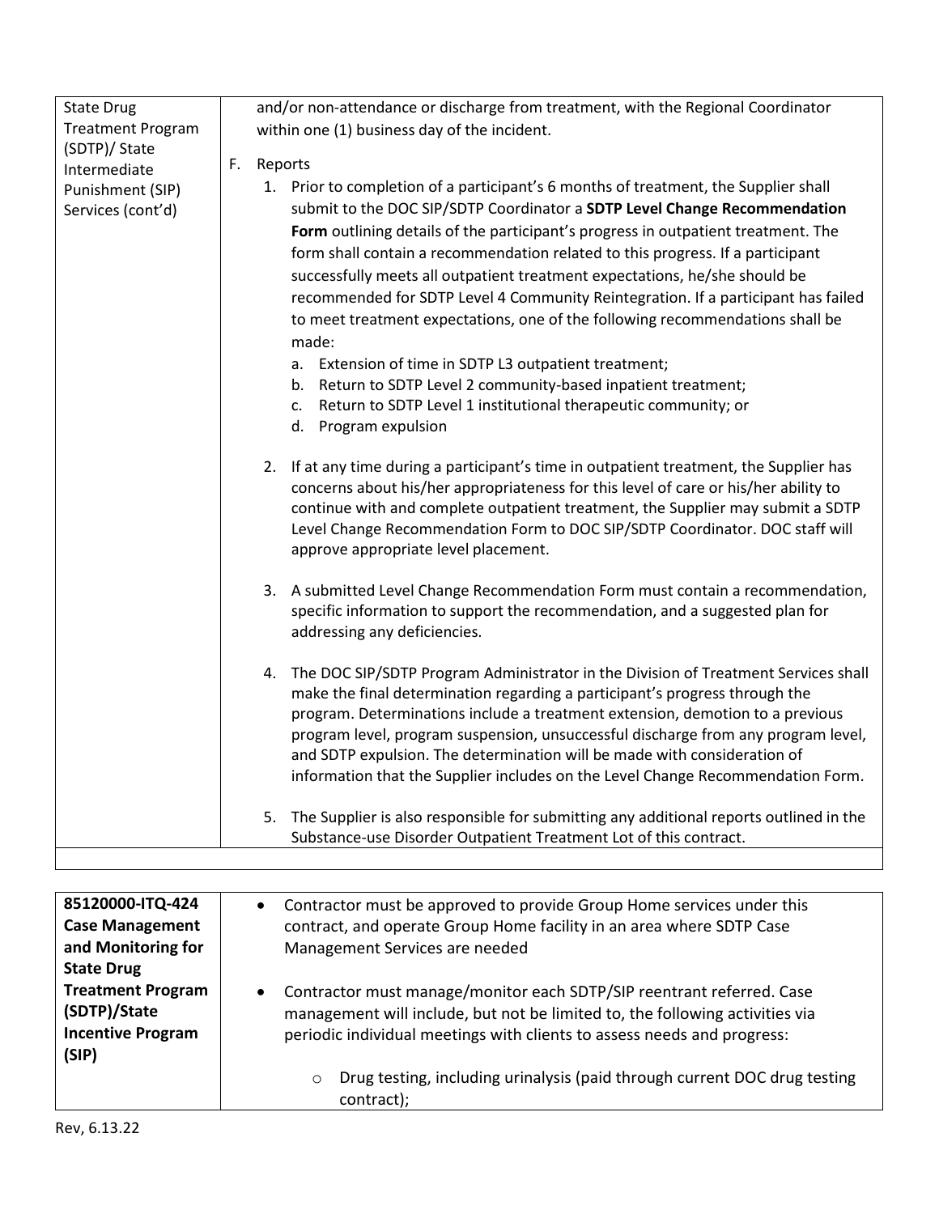| State Drug Treatment Program (SDTP)/ State Intermediate Punishment (SIP) Services (cont'd) | and/or non-attendance or discharge from treatment, with the Regional Coordinator within one (1) business day of the incident.<br><br>F. Reports<br>1. Prior to completion of a participant's 6 months of treatment, the Supplier shall submit to the DOC SIP/SDTP Coordinator a **SDTP Level Change Recommendation Form** outlining details of the participant's progress in outpatient treatment. The form shall contain a recommendation related to this progress. If a participant successfully meets all outpatient treatment expectations, he/she should be recommended for SDTP Level 4 Community Reintegration. If a participant has failed to meet treatment expectations, one of the following recommendations shall be made:<br>a. Extension of time in SDTP L3 outpatient treatment;<br>b. Return to SDTP Level 2 community-based inpatient treatment;<br>c. Return to SDTP Level 1 institutional therapeutic community; or<br>d. Program expulsion<br><br>2. If at any time during a participant's time in outpatient treatment, the Supplier has concerns about his/her appropriateness for this level of care or his/her ability to continue with and complete outpatient treatment, the Supplier may submit a SDTP Level Change Recommendation Form to DOC SIP/SDTP Coordinator. DOC staff will approve appropriate level placement.<br><br>3. A submitted Level Change Recommendation Form must contain a recommendation, specific information to support the recommendation, and a suggested plan for addressing any deficiencies.<br><br>4. The DOC SIP/SDTP Program Administrator in the Division of Treatment Services shall make the final determination regarding a participant's progress through the program. Determinations include a treatment extension, demotion to a previous program level, program suspension, unsuccessful discharge from any program level, and SDTP expulsion. The determination will be made with consideration of information that the Supplier includes on the Level Change Recommendation Form.<br><br>5. The Supplier is also responsible for submitting any additional reports outlined in the Substance-use Disorder Outpatient Treatment Lot of this contract. |
|---|---|
| | |

| **85120000-ITQ-424 Case Management and Monitoring for State Drug Treatment Program (SDTP)/State Incentive Program (SIP)** | • Contractor must be approved to provide Group Home services under this contract, and operate Group Home facility in an area where SDTP Case Management Services are needed<br><br>• Contractor must manage/monitor each SDTP/SIP reentrant referred. Case management will include, but not be limited to, the following activities via periodic individual meetings with clients to assess needs and progress:<br><br>○ Drug testing, including urinalysis (paid through current DOC drug testing contract); |
|---|---|

Rev, 6.13.22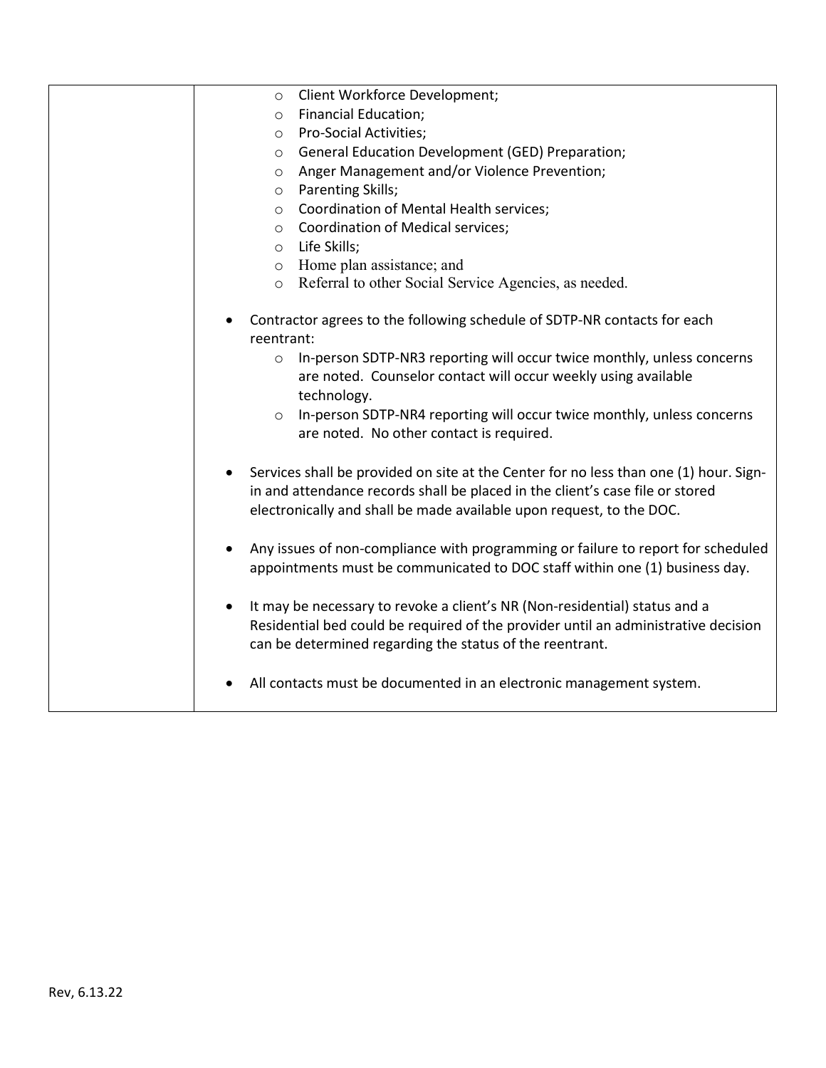| | <ul><li>Client Workforce Development;</li><li>Financial Education;</li><li>Pro-Social Activities;</li><li>General Education Development (GED) Preparation;</li><li>Anger Management and/or Violence Prevention;</li><li>Parenting Skills;</li><li>Coordination of Mental Health services;</li><li>Coordination of Medical services;</li><li>Life Skills;</li><li>Home plan assistance; and</li><li>Referral to other Social Service Agencies, as needed.</li></ul><ul><li>Contractor agrees to the following schedule of SDTP-NR contacts for each reentrant:<ul><li>In-person SDTP-NR3 reporting will occur twice monthly, unless concerns are noted. Counselor contact will occur weekly using available technology.</li><li>In-person SDTP-NR4 reporting will occur twice monthly, unless concerns are noted. No other contact is required.</li></ul></li><li>Services shall be provided on site at the Center for no less than one (1) hour. Sign-in and attendance records shall be placed in the client's case file or stored electronically and shall be made available upon request, to the DOC.</li><li>Any issues of non-compliance with programming or failure to report for scheduled appointments must be communicated to DOC staff within one (1) business day.</li><li>It may be necessary to revoke a client's NR (Non-residential) status and a Residential bed could be required of the provider until an administrative decision can be determined regarding the status of the reentrant.</li><li>All contacts must be documented in an electronic management system.</li></ul> |
|---|---|

Rev, 6.13.22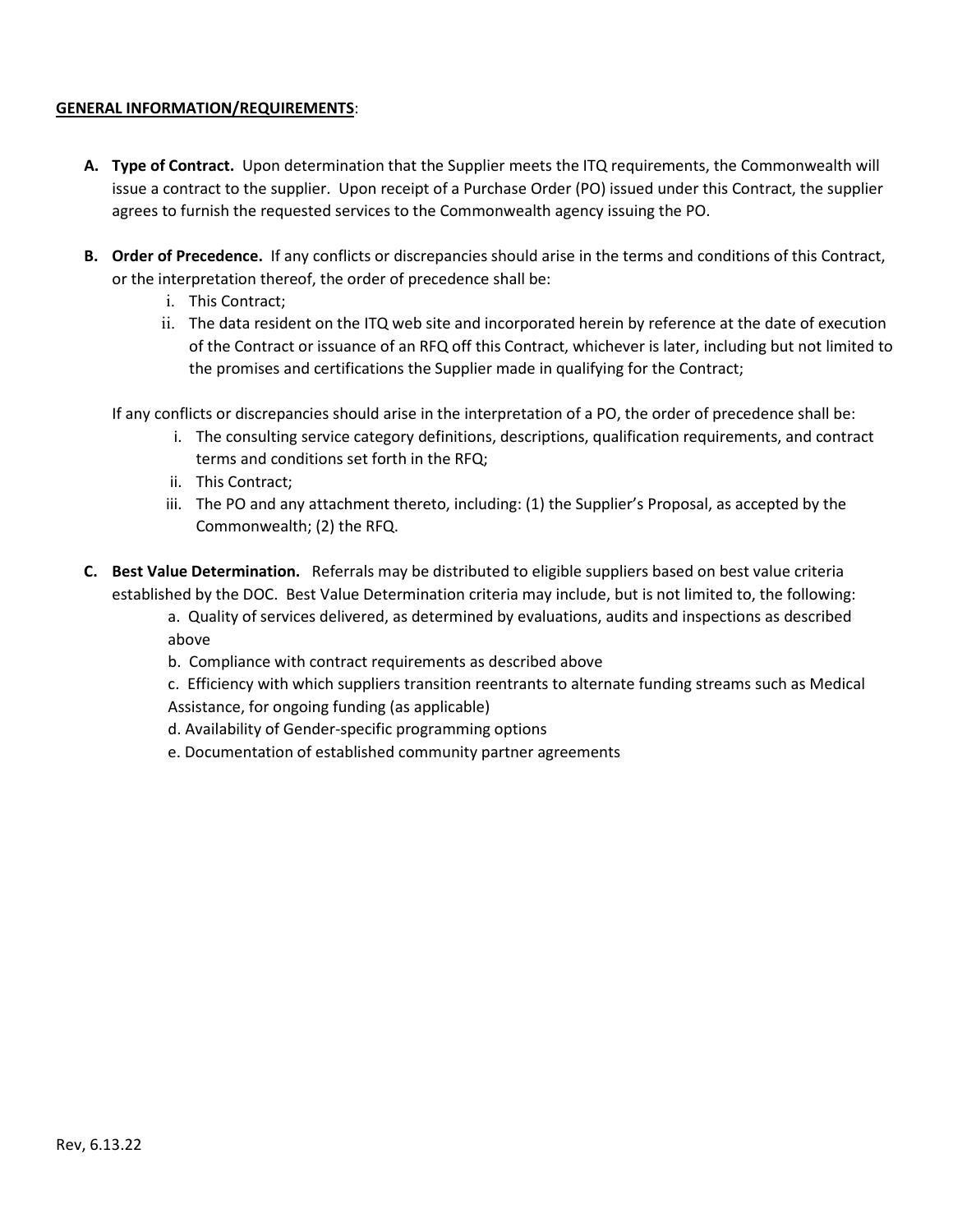**GENERAL INFORMATION/REQUIREMENTS**:

**A. Type of Contract.** Upon determination that the Supplier meets the ITQ requirements, the Commonwealth will issue a contract to the supplier. Upon receipt of a Purchase Order (PO) issued under this Contract, the supplier agrees to furnish the requested services to the Commonwealth agency issuing the PO.

**B. Order of Precedence.** If any conflicts or discrepancies should arise in the terms and conditions of this Contract, or the interpretation thereof, the order of precedence shall be:

i. This Contract;

ii. The data resident on the ITQ web site and incorporated herein by reference at the date of execution of the Contract or issuance of an RFQ off this Contract, whichever is later, including but not limited to the promises and certifications the Supplier made in qualifying for the Contract;

If any conflicts or discrepancies should arise in the interpretation of a PO, the order of precedence shall be:

i. The consulting service category definitions, descriptions, qualification requirements, and contract terms and conditions set forth in the RFQ;

ii. This Contract;

iii. The PO and any attachment thereto, including: (1) the Supplier's Proposal, as accepted by the Commonwealth; (2) the RFQ.

**C. Best Value Determination.** Referrals may be distributed to eligible suppliers based on best value criteria established by the DOC. Best Value Determination criteria may include, but is not limited to, the following:

a. Quality of services delivered, as determined by evaluations, audits and inspections as described above

b. Compliance with contract requirements as described above

c. Efficiency with which suppliers transition reentrants to alternate funding streams such as Medical Assistance, for ongoing funding (as applicable)

d. Availability of Gender-specific programming options

e. Documentation of established community partner agreements

Rev, 6.13.22